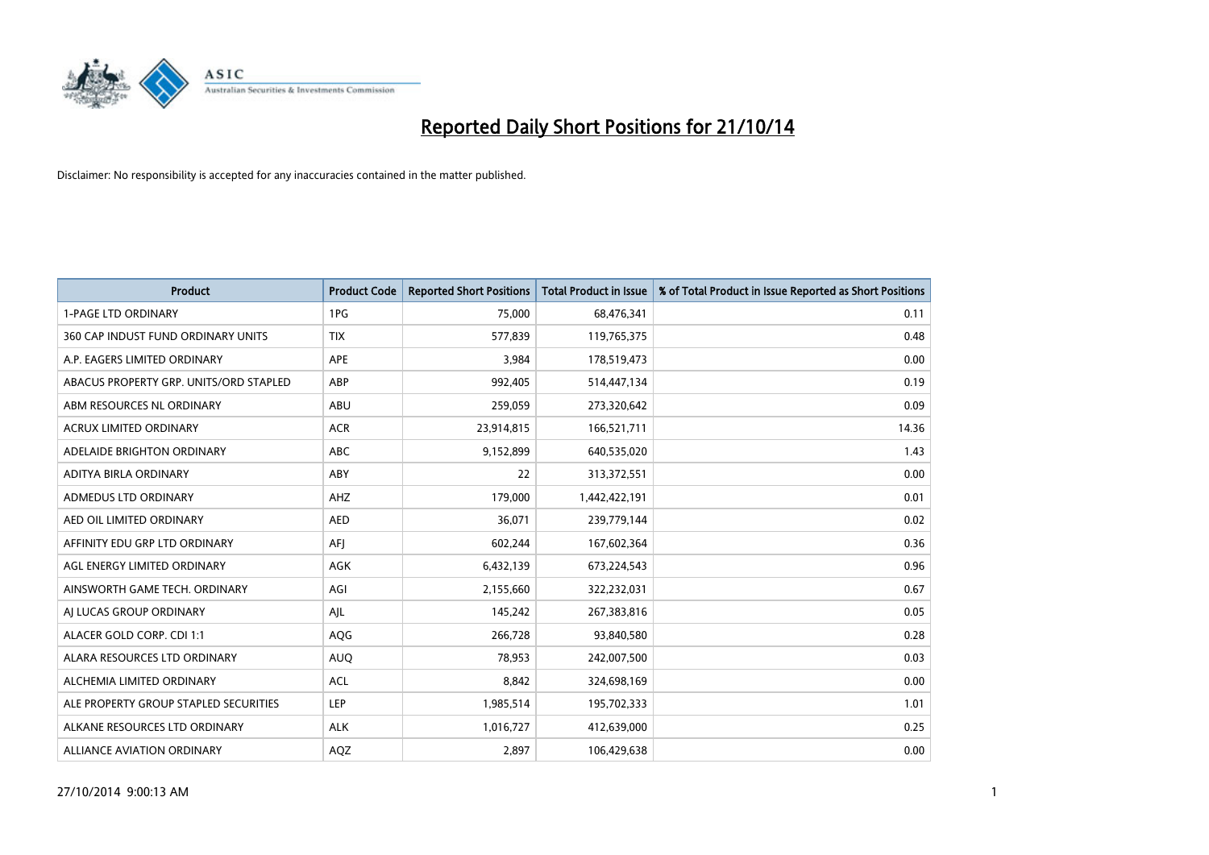# Reported Daily Short Positions for 21/10/14

Disclaimer: No responsibility is accepted for any inaccuracies contained in the matter published.

| Product | Product Code | Reported Short Positions | Total Product in Issue | % of Total Product in Issue Reported as Short Positions |
| --- | --- | --- | --- | --- |
| 1-PAGE LTD ORDINARY | 1PG | 75,000 | 68,476,341 | 0.11 |
| 360 CAP INDUST FUND ORDINARY UNITS | TIX | 577,839 | 119,765,375 | 0.48 |
| A.P. EAGERS LIMITED ORDINARY | APE | 3,984 | 178,519,473 | 0.00 |
| ABACUS PROPERTY GRP. UNITS/ORD STAPLED | ABP | 992,405 | 514,447,134 | 0.19 |
| ABM RESOURCES NL ORDINARY | ABU | 259,059 | 273,320,642 | 0.09 |
| ACRUX LIMITED ORDINARY | ACR | 23,914,815 | 166,521,711 | 14.36 |
| ADELAIDE BRIGHTON ORDINARY | ABC | 9,152,899 | 640,535,020 | 1.43 |
| ADITYA BIRLA ORDINARY | ABY | 22 | 313,372,551 | 0.00 |
| ADMEDUS LTD ORDINARY | AHZ | 179,000 | 1,442,422,191 | 0.01 |
| AED OIL LIMITED ORDINARY | AED | 36,071 | 239,779,144 | 0.02 |
| AFFINITY EDU GRP LTD ORDINARY | AFJ | 602,244 | 167,602,364 | 0.36 |
| AGL ENERGY LIMITED ORDINARY | AGK | 6,432,139 | 673,224,543 | 0.96 |
| AINSWORTH GAME TECH. ORDINARY | AGI | 2,155,660 | 322,232,031 | 0.67 |
| AJ LUCAS GROUP ORDINARY | AJL | 145,242 | 267,383,816 | 0.05 |
| ALACER GOLD CORP. CDI 1:1 | AQG | 266,728 | 93,840,580 | 0.28 |
| ALARA RESOURCES LTD ORDINARY | AUQ | 78,953 | 242,007,500 | 0.03 |
| ALCHEMIA LIMITED ORDINARY | ACL | 8,842 | 324,698,169 | 0.00 |
| ALE PROPERTY GROUP STAPLED SECURITIES | LEP | 1,985,514 | 195,702,333 | 1.01 |
| ALKANE RESOURCES LTD ORDINARY | ALK | 1,016,727 | 412,639,000 | 0.25 |
| ALLIANCE AVIATION ORDINARY | AQZ | 2,897 | 106,429,638 | 0.00 |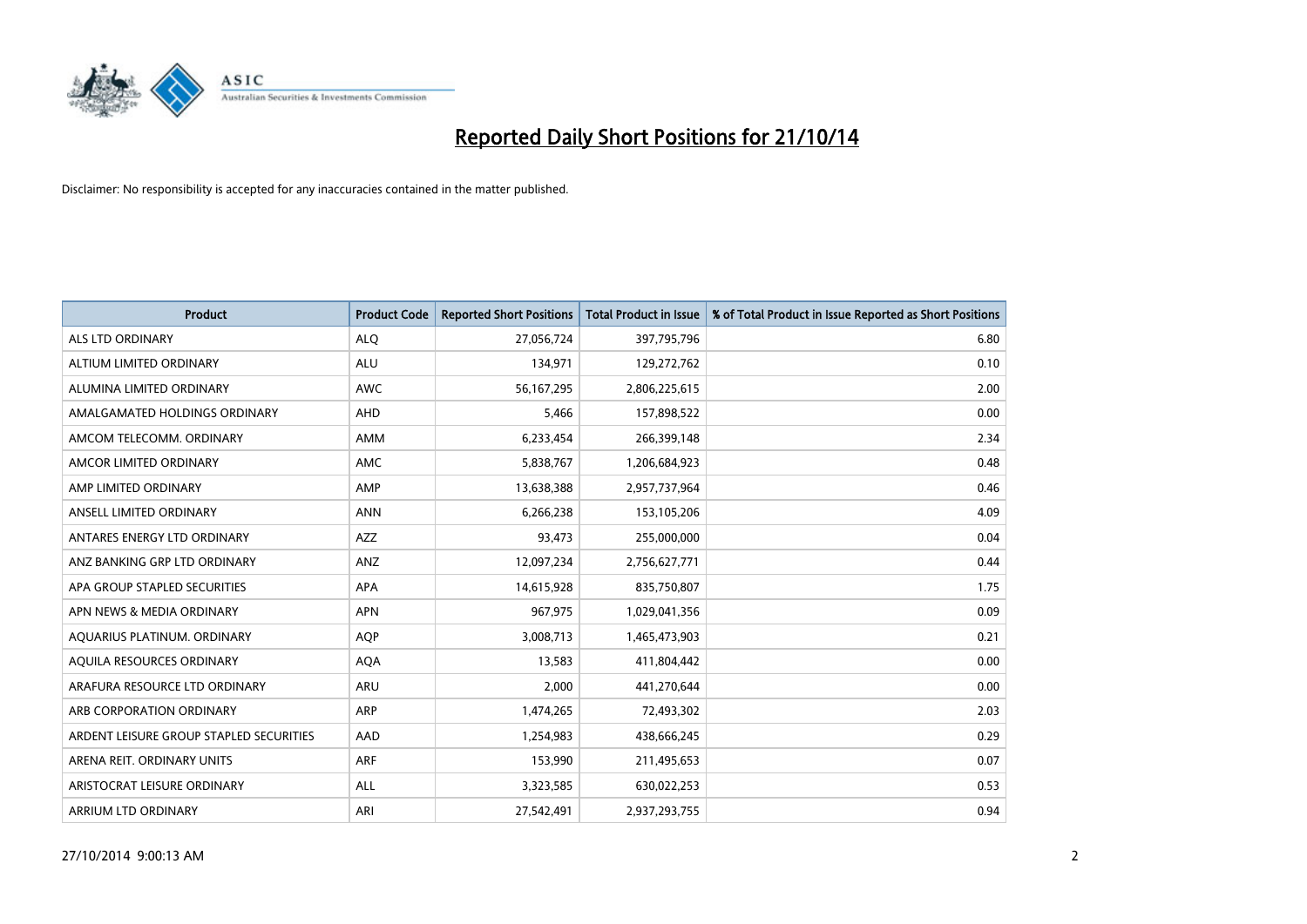# Reported Daily Short Positions for 21/10/14

Disclaimer: No responsibility is accepted for any inaccuracies contained in the matter published.

| Product | Product Code | Reported Short Positions | Total Product in Issue | % of Total Product in Issue Reported as Short Positions |
|---|---|---|---|---|
| ALS LTD ORDINARY | ALQ | 27,056,724 | 397,795,796 | 6.80 |
| ALTIUM LIMITED ORDINARY | ALU | 134,971 | 129,272,762 | 0.10 |
| ALUMINA LIMITED ORDINARY | AWC | 56,167,295 | 2,806,225,615 | 2.00 |
| AMALGAMATED HOLDINGS ORDINARY | AHD | 5,466 | 157,898,522 | 0.00 |
| AMCOM TELECOMM. ORDINARY | AMM | 6,233,454 | 266,399,148 | 2.34 |
| AMCOR LIMITED ORDINARY | AMC | 5,838,767 | 1,206,684,923 | 0.48 |
| AMP LIMITED ORDINARY | AMP | 13,638,388 | 2,957,737,964 | 0.46 |
| ANSELL LIMITED ORDINARY | ANN | 6,266,238 | 153,105,206 | 4.09 |
| ANTARES ENERGY LTD ORDINARY | AZZ | 93,473 | 255,000,000 | 0.04 |
| ANZ BANKING GRP LTD ORDINARY | ANZ | 12,097,234 | 2,756,627,771 | 0.44 |
| APA GROUP STAPLED SECURITIES | APA | 14,615,928 | 835,750,807 | 1.75 |
| APN NEWS & MEDIA ORDINARY | APN | 967,975 | 1,029,041,356 | 0.09 |
| AQUARIUS PLATINUM. ORDINARY | AQP | 3,008,713 | 1,465,473,903 | 0.21 |
| AQUILA RESOURCES ORDINARY | AQA | 13,583 | 411,804,442 | 0.00 |
| ARAFURA RESOURCE LTD ORDINARY | ARU | 2,000 | 441,270,644 | 0.00 |
| ARB CORPORATION ORDINARY | ARP | 1,474,265 | 72,493,302 | 2.03 |
| ARDENT LEISURE GROUP STAPLED SECURITIES | AAD | 1,254,983 | 438,666,245 | 0.29 |
| ARENA REIT. ORDINARY UNITS | ARF | 153,990 | 211,495,653 | 0.07 |
| ARISTOCRAT LEISURE ORDINARY | ALL | 3,323,585 | 630,022,253 | 0.53 |
| ARRIUM LTD ORDINARY | ARI | 27,542,491 | 2,937,293,755 | 0.94 |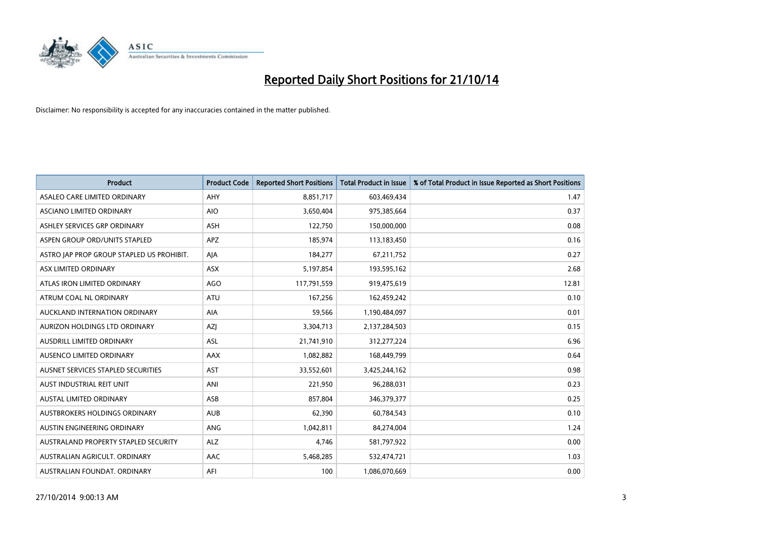# Reported Daily Short Positions for 21/10/14

Disclaimer: No responsibility is accepted for any inaccuracies contained in the matter published.

| Product | Product Code | Reported Short Positions | Total Product in Issue | % of Total Product in Issue Reported as Short Positions |
|---|---|---|---|---|
| ASALEO CARE LIMITED ORDINARY | AHY | 8,851,717 | 603,469,434 | 1.47 |
| ASCIANO LIMITED ORDINARY | AIO | 3,650,404 | 975,385,664 | 0.37 |
| ASHLEY SERVICES GRP ORDINARY | ASH | 122,750 | 150,000,000 | 0.08 |
| ASPEN GROUP ORD/UNITS STAPLED | APZ | 185,974 | 113,183,450 | 0.16 |
| ASTRO JAP PROP GROUP STAPLED US PROHIBIT. | AJA | 184,277 | 67,211,752 | 0.27 |
| ASX LIMITED ORDINARY | ASX | 5,197,854 | 193,595,162 | 2.68 |
| ATLAS IRON LIMITED ORDINARY | AGO | 117,791,559 | 919,475,619 | 12.81 |
| ATRUM COAL NL ORDINARY | ATU | 167,256 | 162,459,242 | 0.10 |
| AUCKLAND INTERNATION ORDINARY | AIA | 59,566 | 1,190,484,097 | 0.01 |
| AURIZON HOLDINGS LTD ORDINARY | AZJ | 3,304,713 | 2,137,284,503 | 0.15 |
| AUSDRILL LIMITED ORDINARY | ASL | 21,741,910 | 312,277,224 | 6.96 |
| AUSENCO LIMITED ORDINARY | AAX | 1,082,882 | 168,449,799 | 0.64 |
| AUSNET SERVICES STAPLED SECURITIES | AST | 33,552,601 | 3,425,244,162 | 0.98 |
| AUST INDUSTRIAL REIT UNIT | ANI | 221,950 | 96,288,031 | 0.23 |
| AUSTAL LIMITED ORDINARY | ASB | 857,804 | 346,379,377 | 0.25 |
| AUSTBROKERS HOLDINGS ORDINARY | AUB | 62,390 | 60,784,543 | 0.10 |
| AUSTIN ENGINEERING ORDINARY | ANG | 1,042,811 | 84,274,004 | 1.24 |
| AUSTRALAND PROPERTY STAPLED SECURITY | ALZ | 4,746 | 581,797,922 | 0.00 |
| AUSTRALIAN AGRICULT. ORDINARY | AAC | 5,468,285 | 532,474,721 | 1.03 |
| AUSTRALIAN FOUNDAT. ORDINARY | AFI | 100 | 1,086,070,669 | 0.00 |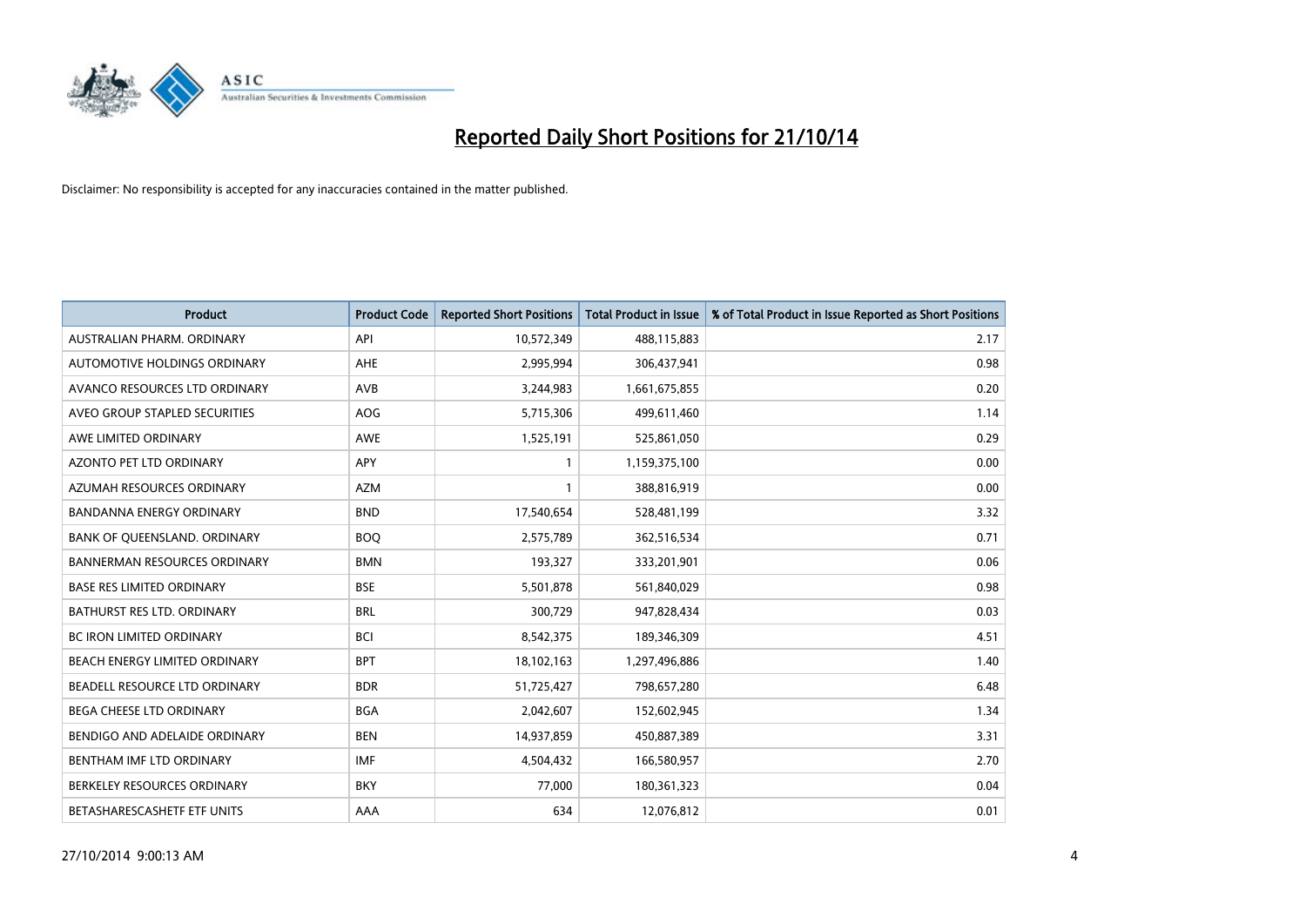# Reported Daily Short Positions for 21/10/14

Disclaimer: No responsibility is accepted for any inaccuracies contained in the matter published.

| Product | Product Code | Reported Short Positions | Total Product in Issue | % of Total Product in Issue Reported as Short Positions |
|---|---|---|---|---|
| AUSTRALIAN PHARM. ORDINARY | API | 10,572,349 | 488,115,883 | 2.17 |
| AUTOMOTIVE HOLDINGS ORDINARY | AHE | 2,995,994 | 306,437,941 | 0.98 |
| AVANCO RESOURCES LTD ORDINARY | AVB | 3,244,983 | 1,661,675,855 | 0.20 |
| AVEO GROUP STAPLED SECURITIES | AOG | 5,715,306 | 499,611,460 | 1.14 |
| AWE LIMITED ORDINARY | AWE | 1,525,191 | 525,861,050 | 0.29 |
| AZONTO PET LTD ORDINARY | APY | 1 | 1,159,375,100 | 0.00 |
| AZUMAH RESOURCES ORDINARY | AZM | 1 | 388,816,919 | 0.00 |
| BANDANNA ENERGY ORDINARY | BND | 17,540,654 | 528,481,199 | 3.32 |
| BANK OF QUEENSLAND. ORDINARY | BOQ | 2,575,789 | 362,516,534 | 0.71 |
| BANNERMAN RESOURCES ORDINARY | BMN | 193,327 | 333,201,901 | 0.06 |
| BASE RES LIMITED ORDINARY | BSE | 5,501,878 | 561,840,029 | 0.98 |
| BATHURST RES LTD. ORDINARY | BRL | 300,729 | 947,828,434 | 0.03 |
| BC IRON LIMITED ORDINARY | BCI | 8,542,375 | 189,346,309 | 4.51 |
| BEACH ENERGY LIMITED ORDINARY | BPT | 18,102,163 | 1,297,496,886 | 1.40 |
| BEADELL RESOURCE LTD ORDINARY | BDR | 51,725,427 | 798,657,280 | 6.48 |
| BEGA CHEESE LTD ORDINARY | BGA | 2,042,607 | 152,602,945 | 1.34 |
| BENDIGO AND ADELAIDE ORDINARY | BEN | 14,937,859 | 450,887,389 | 3.31 |
| BENTHAM IMF LTD ORDINARY | IMF | 4,504,432 | 166,580,957 | 2.70 |
| BERKELEY RESOURCES ORDINARY | BKY | 77,000 | 180,361,323 | 0.04 |
| BETASHARESCASHETF ETF UNITS | AAA | 634 | 12,076,812 | 0.01 |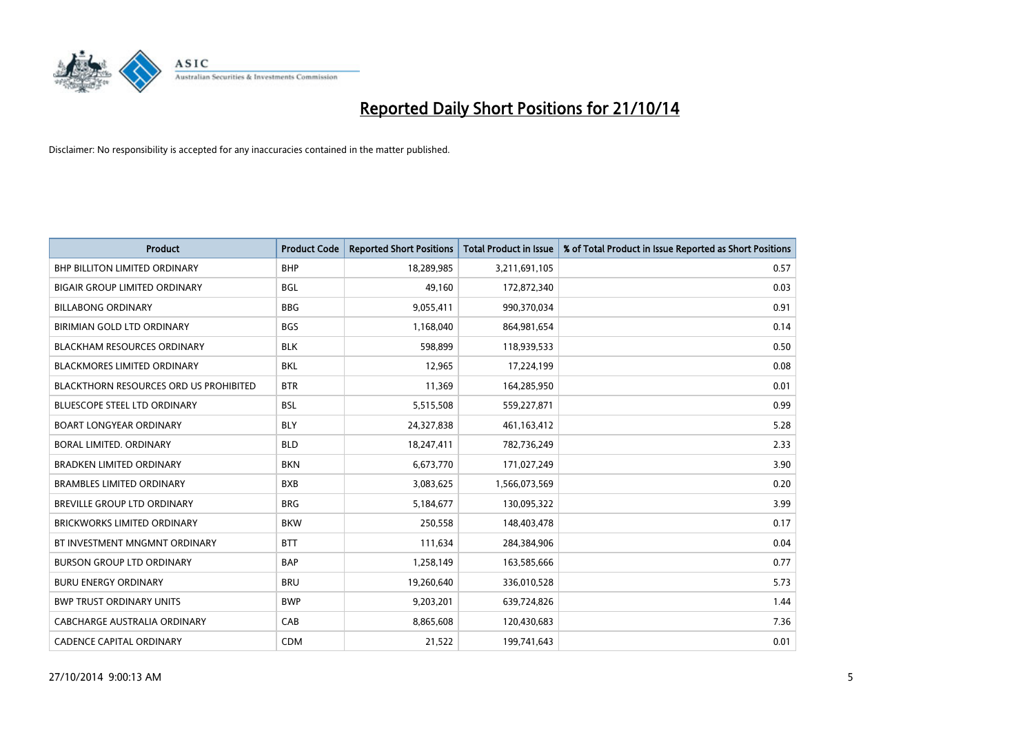# Reported Daily Short Positions for 21/10/14

Disclaimer: No responsibility is accepted for any inaccuracies contained in the matter published.

| Product | Product Code | Reported Short Positions | Total Product in Issue | % of Total Product in Issue Reported as Short Positions |
|---|---|---|---|---|
| BHP BILLITON LIMITED ORDINARY | BHP | 18,289,985 | 3,211,691,105 | 0.57 |
| BIGAIR GROUP LIMITED ORDINARY | BGL | 49,160 | 172,872,340 | 0.03 |
| BILLABONG ORDINARY | BBG | 9,055,411 | 990,370,034 | 0.91 |
| BIRIMIAN GOLD LTD ORDINARY | BGS | 1,168,040 | 864,981,654 | 0.14 |
| BLACKHAM RESOURCES ORDINARY | BLK | 598,899 | 118,939,533 | 0.50 |
| BLACKMORES LIMITED ORDINARY | BKL | 12,965 | 17,224,199 | 0.08 |
| BLACKTHORN RESOURCES ORD US PROHIBITED | BTR | 11,369 | 164,285,950 | 0.01 |
| BLUESCOPE STEEL LTD ORDINARY | BSL | 5,515,508 | 559,227,871 | 0.99 |
| BOART LONGYEAR ORDINARY | BLY | 24,327,838 | 461,163,412 | 5.28 |
| BORAL LIMITED. ORDINARY | BLD | 18,247,411 | 782,736,249 | 2.33 |
| BRADKEN LIMITED ORDINARY | BKN | 6,673,770 | 171,027,249 | 3.90 |
| BRAMBLES LIMITED ORDINARY | BXB | 3,083,625 | 1,566,073,569 | 0.20 |
| BREVILLE GROUP LTD ORDINARY | BRG | 5,184,677 | 130,095,322 | 3.99 |
| BRICKWORKS LIMITED ORDINARY | BKW | 250,558 | 148,403,478 | 0.17 |
| BT INVESTMENT MNGMNT ORDINARY | BTT | 111,634 | 284,384,906 | 0.04 |
| BURSON GROUP LTD ORDINARY | BAP | 1,258,149 | 163,585,666 | 0.77 |
| BURU ENERGY ORDINARY | BRU | 19,260,640 | 336,010,528 | 5.73 |
| BWP TRUST ORDINARY UNITS | BWP | 9,203,201 | 639,724,826 | 1.44 |
| CABCHARGE AUSTRALIA ORDINARY | CAB | 8,865,608 | 120,430,683 | 7.36 |
| CADENCE CAPITAL ORDINARY | CDM | 21,522 | 199,741,643 | 0.01 |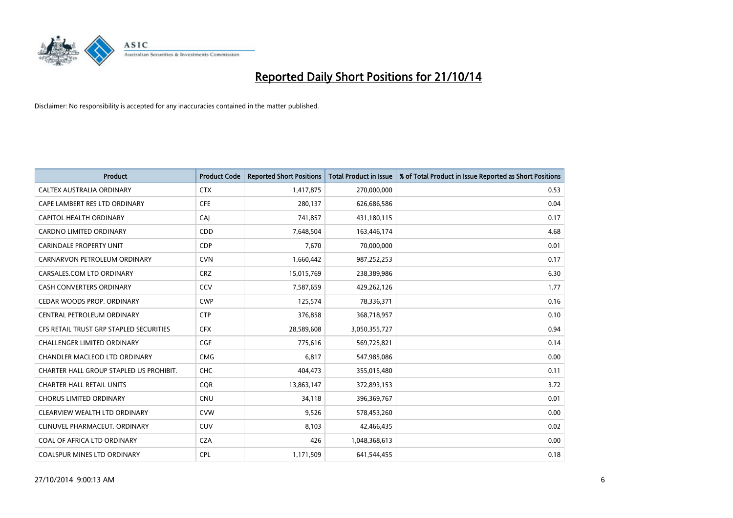# Reported Daily Short Positions for 21/10/14

Disclaimer: No responsibility is accepted for any inaccuracies contained in the matter published.

| Product | Product Code | Reported Short Positions | Total Product in Issue | % of Total Product in Issue Reported as Short Positions |
|---|---|---|---|---|
| CALTEX AUSTRALIA ORDINARY | CTX | 1,417,875 | 270,000,000 | 0.53 |
| CAPE LAMBERT RES LTD ORDINARY | CFE | 280,137 | 626,686,586 | 0.04 |
| CAPITOL HEALTH ORDINARY | CAJ | 741,857 | 431,180,115 | 0.17 |
| CARDNO LIMITED ORDINARY | CDD | 7,648,504 | 163,446,174 | 4.68 |
| CARINDALE PROPERTY UNIT | CDP | 7,670 | 70,000,000 | 0.01 |
| CARNARVON PETROLEUM ORDINARY | CVN | 1,660,442 | 987,252,253 | 0.17 |
| CARSALES.COM LTD ORDINARY | CRZ | 15,015,769 | 238,389,986 | 6.30 |
| CASH CONVERTERS ORDINARY | CCV | 7,587,659 | 429,262,126 | 1.77 |
| CEDAR WOODS PROP. ORDINARY | CWP | 125,574 | 78,336,371 | 0.16 |
| CENTRAL PETROLEUM ORDINARY | CTP | 376,858 | 368,718,957 | 0.10 |
| CFS RETAIL TRUST GRP STAPLED SECURITIES | CFX | 28,589,608 | 3,050,355,727 | 0.94 |
| CHALLENGER LIMITED ORDINARY | CGF | 775,616 | 569,725,821 | 0.14 |
| CHANDLER MACLEOD LTD ORDINARY | CMG | 6,817 | 547,985,086 | 0.00 |
| CHARTER HALL GROUP STAPLED US PROHIBIT. | CHC | 404,473 | 355,015,480 | 0.11 |
| CHARTER HALL RETAIL UNITS | CQR | 13,863,147 | 372,893,153 | 3.72 |
| CHORUS LIMITED ORDINARY | CNU | 34,118 | 396,369,767 | 0.01 |
| CLEARVIEW WEALTH LTD ORDINARY | CVW | 9,526 | 578,453,260 | 0.00 |
| CLINUVEL PHARMACEUT. ORDINARY | CUV | 8,103 | 42,466,435 | 0.02 |
| COAL OF AFRICA LTD ORDINARY | CZA | 426 | 1,048,368,613 | 0.00 |
| COALSPUR MINES LTD ORDINARY | CPL | 1,171,509 | 641,544,455 | 0.18 |

27/10/2014 9:00:13 AM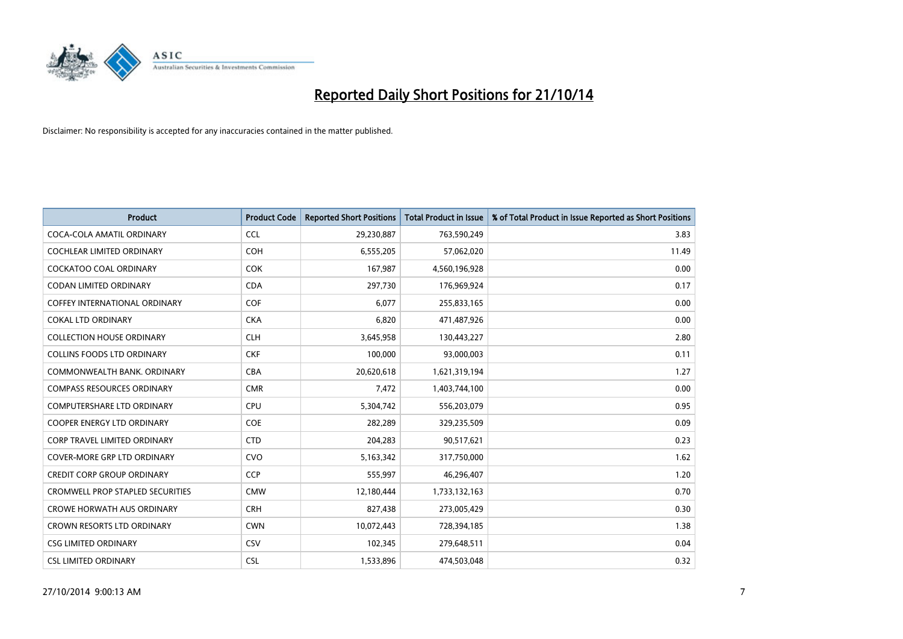# Reported Daily Short Positions for 21/10/14

Disclaimer: No responsibility is accepted for any inaccuracies contained in the matter published.

| Product | Product Code | Reported Short Positions | Total Product in Issue | % of Total Product in Issue Reported as Short Positions |
|---|---|---|---|---|
| COCA-COLA AMATIL ORDINARY | CCL | 29,230,887 | 763,590,249 | 3.83 |
| COCHLEAR LIMITED ORDINARY | COH | 6,555,205 | 57,062,020 | 11.49 |
| COCKATOO COAL ORDINARY | COK | 167,987 | 4,560,196,928 | 0.00 |
| CODAN LIMITED ORDINARY | CDA | 297,730 | 176,969,924 | 0.17 |
| COFFEY INTERNATIONAL ORDINARY | COF | 6,077 | 255,833,165 | 0.00 |
| COKAL LTD ORDINARY | CKA | 6,820 | 471,487,926 | 0.00 |
| COLLECTION HOUSE ORDINARY | CLH | 3,645,958 | 130,443,227 | 2.80 |
| COLLINS FOODS LTD ORDINARY | CKF | 100,000 | 93,000,003 | 0.11 |
| COMMONWEALTH BANK. ORDINARY | CBA | 20,620,618 | 1,621,319,194 | 1.27 |
| COMPASS RESOURCES ORDINARY | CMR | 7,472 | 1,403,744,100 | 0.00 |
| COMPUTERSHARE LTD ORDINARY | CPU | 5,304,742 | 556,203,079 | 0.95 |
| COOPER ENERGY LTD ORDINARY | COE | 282,289 | 329,235,509 | 0.09 |
| CORP TRAVEL LIMITED ORDINARY | CTD | 204,283 | 90,517,621 | 0.23 |
| COVER-MORE GRP LTD ORDINARY | CVO | 5,163,342 | 317,750,000 | 1.62 |
| CREDIT CORP GROUP ORDINARY | CCP | 555,997 | 46,296,407 | 1.20 |
| CROMWELL PROP STAPLED SECURITIES | CMW | 12,180,444 | 1,733,132,163 | 0.70 |
| CROWE HORWATH AUS ORDINARY | CRH | 827,438 | 273,005,429 | 0.30 |
| CROWN RESORTS LTD ORDINARY | CWN | 10,072,443 | 728,394,185 | 1.38 |
| CSG LIMITED ORDINARY | CSV | 102,345 | 279,648,511 | 0.04 |
| CSL LIMITED ORDINARY | CSL | 1,533,896 | 474,503,048 | 0.32 |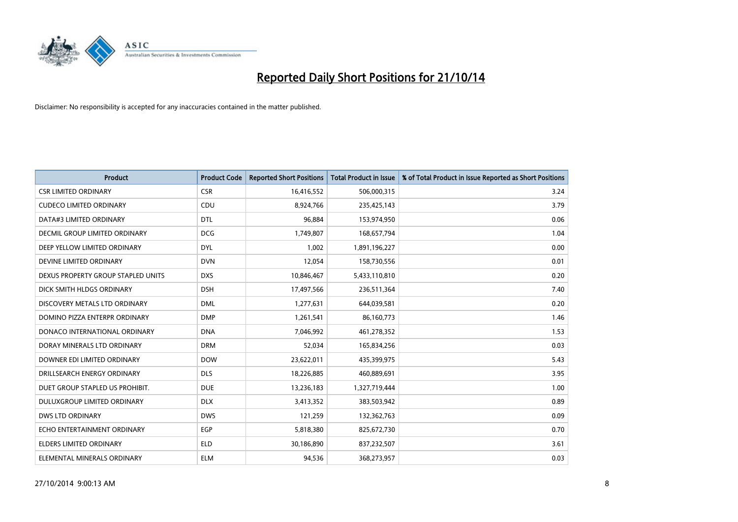# Reported Daily Short Positions for 21/10/14

Disclaimer: No responsibility is accepted for any inaccuracies contained in the matter published.

| Product | Product Code | Reported Short Positions | Total Product in Issue | % of Total Product in Issue Reported as Short Positions |
|---|---|---|---|---|
| CSR LIMITED ORDINARY | CSR | 16,416,552 | 506,000,315 | 3.24 |
| CUDECO LIMITED ORDINARY | CDU | 8,924,766 | 235,425,143 | 3.79 |
| DATA#3 LIMITED ORDINARY | DTL | 96,884 | 153,974,950 | 0.06 |
| DECMIL GROUP LIMITED ORDINARY | DCG | 1,749,807 | 168,657,794 | 1.04 |
| DEEP YELLOW LIMITED ORDINARY | DYL | 1,002 | 1,891,196,227 | 0.00 |
| DEVINE LIMITED ORDINARY | DVN | 12,054 | 158,730,556 | 0.01 |
| DEXUS PROPERTY GROUP STAPLED UNITS | DXS | 10,846,467 | 5,433,110,810 | 0.20 |
| DICK SMITH HLDGS ORDINARY | DSH | 17,497,566 | 236,511,364 | 7.40 |
| DISCOVERY METALS LTD ORDINARY | DML | 1,277,631 | 644,039,581 | 0.20 |
| DOMINO PIZZA ENTERPR ORDINARY | DMP | 1,261,541 | 86,160,773 | 1.46 |
| DONACO INTERNATIONAL ORDINARY | DNA | 7,046,992 | 461,278,352 | 1.53 |
| DORAY MINERALS LTD ORDINARY | DRM | 52,034 | 165,834,256 | 0.03 |
| DOWNER EDI LIMITED ORDINARY | DOW | 23,622,011 | 435,399,975 | 5.43 |
| DRILLSEARCH ENERGY ORDINARY | DLS | 18,226,885 | 460,889,691 | 3.95 |
| DUET GROUP STAPLED US PROHIBIT. | DUE | 13,236,183 | 1,327,719,444 | 1.00 |
| DULUXGROUP LIMITED ORDINARY | DLX | 3,413,352 | 383,503,942 | 0.89 |
| DWS LTD ORDINARY | DWS | 121,259 | 132,362,763 | 0.09 |
| ECHO ENTERTAINMENT ORDINARY | EGP | 5,818,380 | 825,672,730 | 0.70 |
| ELDERS LIMITED ORDINARY | ELD | 30,186,890 | 837,232,507 | 3.61 |
| ELEMENTAL MINERALS ORDINARY | ELM | 94,536 | 368,273,957 | 0.03 |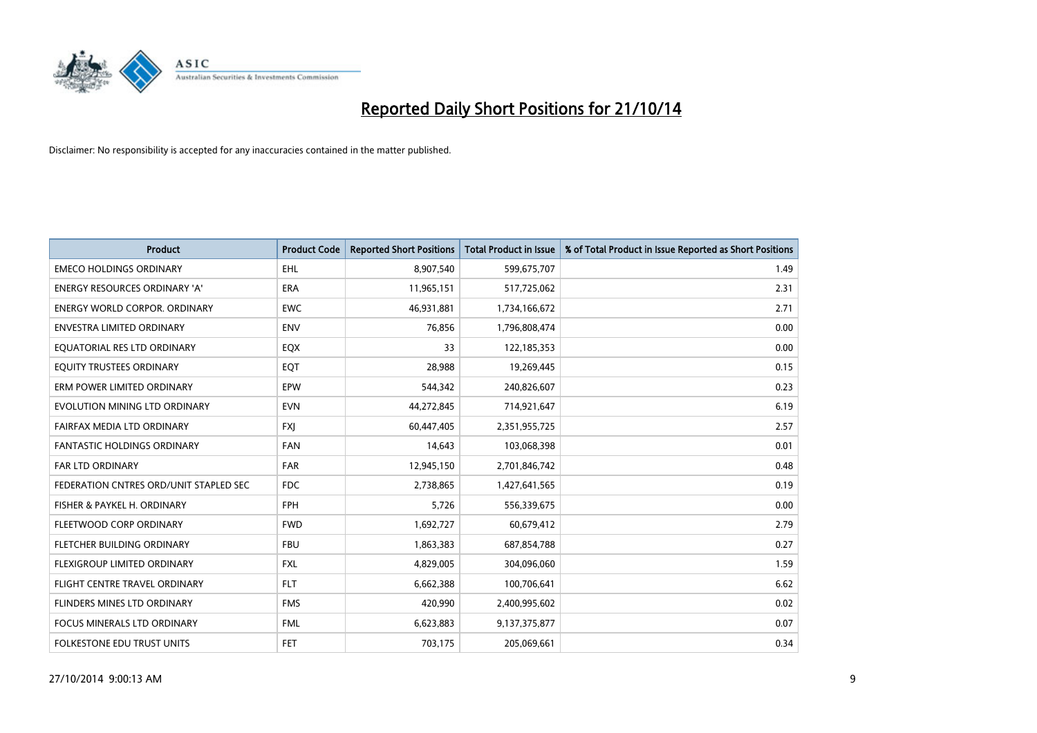# Reported Daily Short Positions for 21/10/14

Disclaimer: No responsibility is accepted for any inaccuracies contained in the matter published.

| Product | Product Code | Reported Short Positions | Total Product in Issue | % of Total Product in Issue Reported as Short Positions |
|---|---|---|---|---|
| EMECO HOLDINGS ORDINARY | EHL | 8,907,540 | 599,675,707 | 1.49 |
| ENERGY RESOURCES ORDINARY 'A' | ERA | 11,965,151 | 517,725,062 | 2.31 |
| ENERGY WORLD CORPOR. ORDINARY | EWC | 46,931,881 | 1,734,166,672 | 2.71 |
| ENVESTRA LIMITED ORDINARY | ENV | 76,856 | 1,796,808,474 | 0.00 |
| EQUATORIAL RES LTD ORDINARY | EQX | 33 | 122,185,353 | 0.00 |
| EQUITY TRUSTEES ORDINARY | EQT | 28,988 | 19,269,445 | 0.15 |
| ERM POWER LIMITED ORDINARY | EPW | 544,342 | 240,826,607 | 0.23 |
| EVOLUTION MINING LTD ORDINARY | EVN | 44,272,845 | 714,921,647 | 6.19 |
| FAIRFAX MEDIA LTD ORDINARY | FXJ | 60,447,405 | 2,351,955,725 | 2.57 |
| FANTASTIC HOLDINGS ORDINARY | FAN | 14,643 | 103,068,398 | 0.01 |
| FAR LTD ORDINARY | FAR | 12,945,150 | 2,701,846,742 | 0.48 |
| FEDERATION CNTRES ORD/UNIT STAPLED SEC | FDC | 2,738,865 | 1,427,641,565 | 0.19 |
| FISHER & PAYKEL H. ORDINARY | FPH | 5,726 | 556,339,675 | 0.00 |
| FLEETWOOD CORP ORDINARY | FWD | 1,692,727 | 60,679,412 | 2.79 |
| FLETCHER BUILDING ORDINARY | FBU | 1,863,383 | 687,854,788 | 0.27 |
| FLEXIGROUP LIMITED ORDINARY | FXL | 4,829,005 | 304,096,060 | 1.59 |
| FLIGHT CENTRE TRAVEL ORDINARY | FLT | 6,662,388 | 100,706,641 | 6.62 |
| FLINDERS MINES LTD ORDINARY | FMS | 420,990 | 2,400,995,602 | 0.02 |
| FOCUS MINERALS LTD ORDINARY | FML | 6,623,883 | 9,137,375,877 | 0.07 |
| FOLKESTONE EDU TRUST UNITS | FET | 703,175 | 205,069,661 | 0.34 |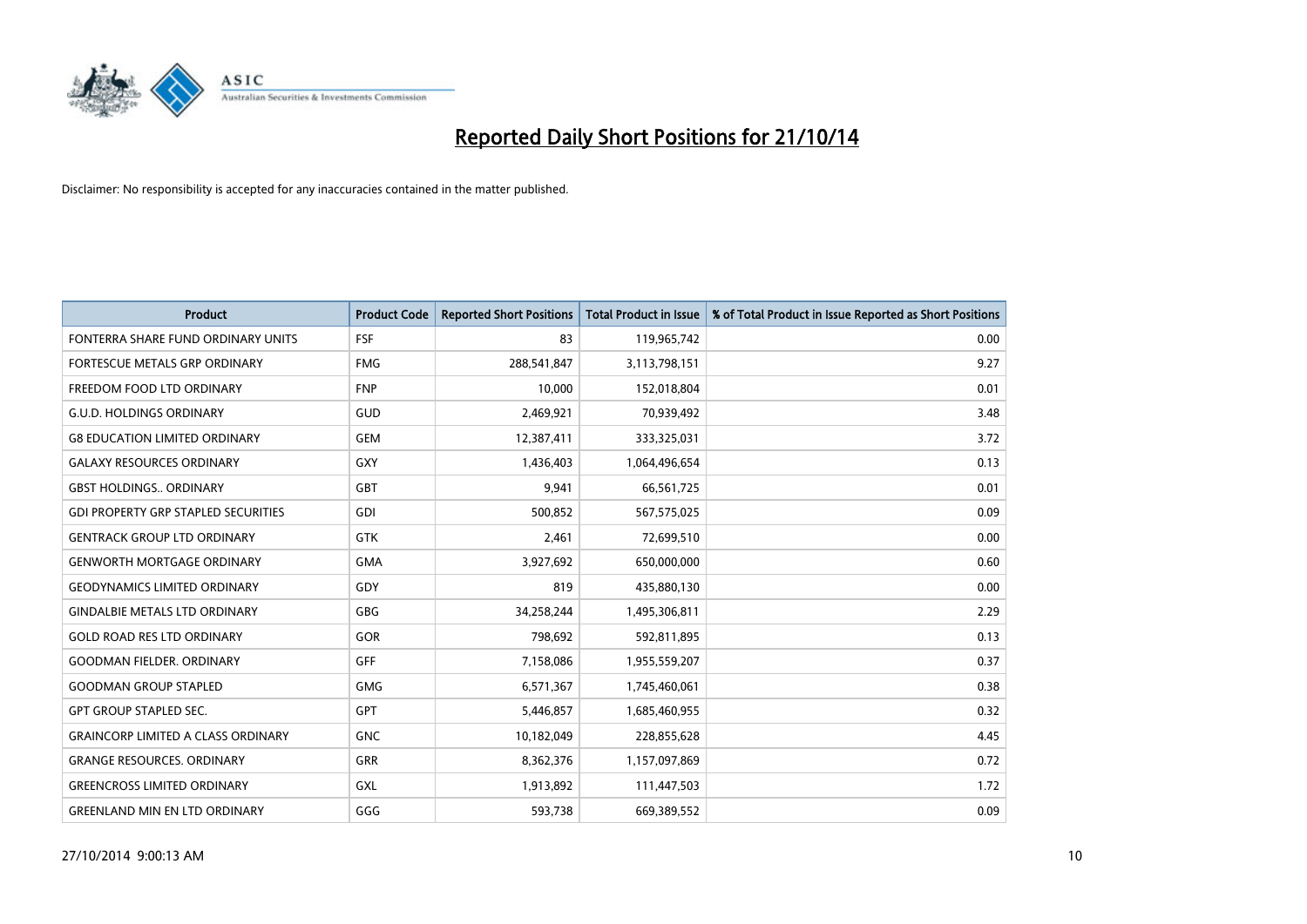# Reported Daily Short Positions for 21/10/14

Disclaimer: No responsibility is accepted for any inaccuracies contained in the matter published.

| Product | Product Code | Reported Short Positions | Total Product in Issue | % of Total Product in Issue Reported as Short Positions |
|---|---|---|---|---|
| FONTERRA SHARE FUND ORDINARY UNITS | FSF | 83 | 119,965,742 | 0.00 |
| FORTESCUE METALS GRP ORDINARY | FMG | 288,541,847 | 3,113,798,151 | 9.27 |
| FREEDOM FOOD LTD ORDINARY | FNP | 10,000 | 152,018,804 | 0.01 |
| G.U.D. HOLDINGS ORDINARY | GUD | 2,469,921 | 70,939,492 | 3.48 |
| G8 EDUCATION LIMITED ORDINARY | GEM | 12,387,411 | 333,325,031 | 3.72 |
| GALAXY RESOURCES ORDINARY | GXY | 1,436,403 | 1,064,496,654 | 0.13 |
| GBST HOLDINGS.. ORDINARY | GBT | 9,941 | 66,561,725 | 0.01 |
| GDI PROPERTY GRP STAPLED SECURITIES | GDI | 500,852 | 567,575,025 | 0.09 |
| GENTRACK GROUP LTD ORDINARY | GTK | 2,461 | 72,699,510 | 0.00 |
| GENWORTH MORTGAGE ORDINARY | GMA | 3,927,692 | 650,000,000 | 0.60 |
| GEODYNAMICS LIMITED ORDINARY | GDY | 819 | 435,880,130 | 0.00 |
| GINDALBIE METALS LTD ORDINARY | GBG | 34,258,244 | 1,495,306,811 | 2.29 |
| GOLD ROAD RES LTD ORDINARY | GOR | 798,692 | 592,811,895 | 0.13 |
| GOODMAN FIELDER. ORDINARY | GFF | 7,158,086 | 1,955,559,207 | 0.37 |
| GOODMAN GROUP STAPLED | GMG | 6,571,367 | 1,745,460,061 | 0.38 |
| GPT GROUP STAPLED SEC. | GPT | 5,446,857 | 1,685,460,955 | 0.32 |
| GRAINCORP LIMITED A CLASS ORDINARY | GNC | 10,182,049 | 228,855,628 | 4.45 |
| GRANGE RESOURCES. ORDINARY | GRR | 8,362,376 | 1,157,097,869 | 0.72 |
| GREENCROSS LIMITED ORDINARY | GXL | 1,913,892 | 111,447,503 | 1.72 |
| GREENLAND MIN EN LTD ORDINARY | GGG | 593,738 | 669,389,552 | 0.09 |

27/10/2014 9:00:13 AM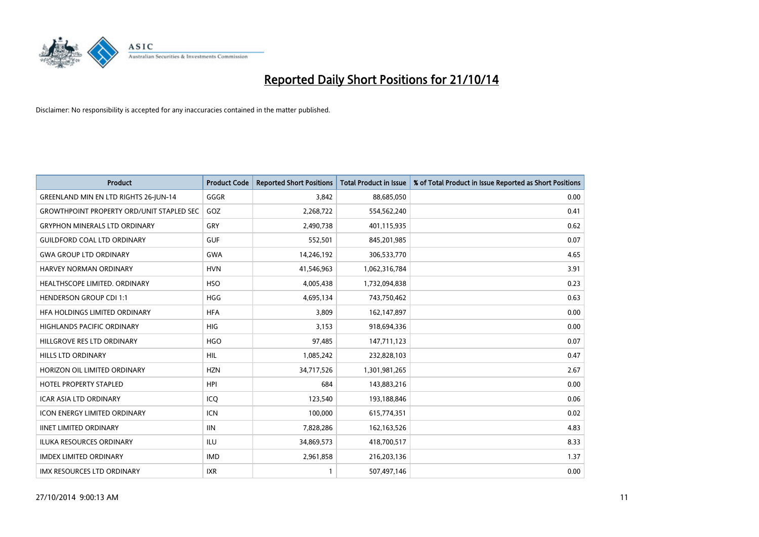# Reported Daily Short Positions for 21/10/14

Disclaimer: No responsibility is accepted for any inaccuracies contained in the matter published.

| Product | Product Code | Reported Short Positions | Total Product in Issue | % of Total Product in Issue Reported as Short Positions |
|---|---|---|---|---|
| GREENLAND MIN EN LTD RIGHTS 26-JUN-14 | GGGR | 3,842 | 88,685,050 | 0.00 |
| GROWTHPOINT PROPERTY ORD/UNIT STAPLED SEC | GOZ | 2,268,722 | 554,562,240 | 0.41 |
| GRYPHON MINERALS LTD ORDINARY | GRY | 2,490,738 | 401,115,935 | 0.62 |
| GUILDFORD COAL LTD ORDINARY | GUF | 552,501 | 845,201,985 | 0.07 |
| GWA GROUP LTD ORDINARY | GWA | 14,246,192 | 306,533,770 | 4.65 |
| HARVEY NORMAN ORDINARY | HVN | 41,546,963 | 1,062,316,784 | 3.91 |
| HEALTHSCOPE LIMITED. ORDINARY | HSO | 4,005,438 | 1,732,094,838 | 0.23 |
| HENDERSON GROUP CDI 1:1 | HGG | 4,695,134 | 743,750,462 | 0.63 |
| HFA HOLDINGS LIMITED ORDINARY | HFA | 3,809 | 162,147,897 | 0.00 |
| HIGHLANDS PACIFIC ORDINARY | HIG | 3,153 | 918,694,336 | 0.00 |
| HILLGROVE RES LTD ORDINARY | HGO | 97,485 | 147,711,123 | 0.07 |
| HILLS LTD ORDINARY | HIL | 1,085,242 | 232,828,103 | 0.47 |
| HORIZON OIL LIMITED ORDINARY | HZN | 34,717,526 | 1,301,981,265 | 2.67 |
| HOTEL PROPERTY STAPLED | HPI | 684 | 143,883,216 | 0.00 |
| ICAR ASIA LTD ORDINARY | ICQ | 123,540 | 193,188,846 | 0.06 |
| ICON ENERGY LIMITED ORDINARY | ICN | 100,000 | 615,774,351 | 0.02 |
| IINET LIMITED ORDINARY | IIN | 7,828,286 | 162,163,526 | 4.83 |
| ILUKA RESOURCES ORDINARY | ILU | 34,869,573 | 418,700,517 | 8.33 |
| IMDEX LIMITED ORDINARY | IMD | 2,961,858 | 216,203,136 | 1.37 |
| IMX RESOURCES LTD ORDINARY | IXR | 1 | 507,497,146 | 0.00 |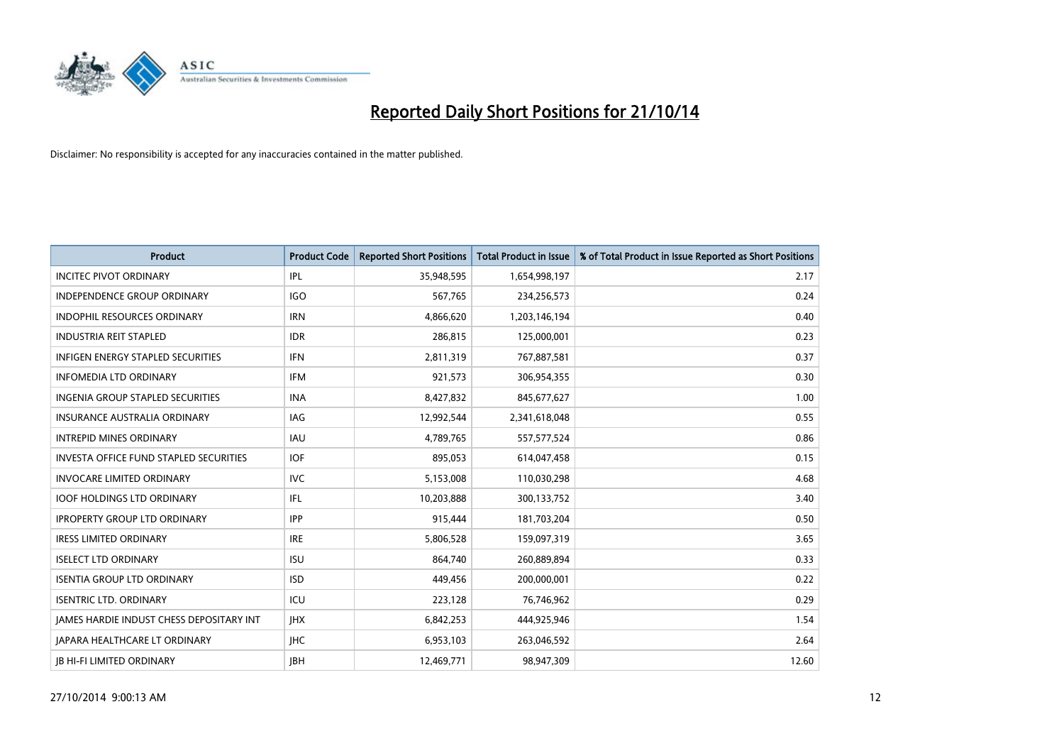# Reported Daily Short Positions for 21/10/14

Disclaimer: No responsibility is accepted for any inaccuracies contained in the matter published.

| Product | Product Code | Reported Short Positions | Total Product in Issue | % of Total Product in Issue Reported as Short Positions |
|---|---|---|---|---|
| INCITEC PIVOT ORDINARY | IPL | 35,948,595 | 1,654,998,197 | 2.17 |
| INDEPENDENCE GROUP ORDINARY | IGO | 567,765 | 234,256,573 | 0.24 |
| INDOPHIL RESOURCES ORDINARY | IRN | 4,866,620 | 1,203,146,194 | 0.40 |
| INDUSTRIA REIT STAPLED | IDR | 286,815 | 125,000,001 | 0.23 |
| INFIGEN ENERGY STAPLED SECURITIES | IFN | 2,811,319 | 767,887,581 | 0.37 |
| INFOMEDIA LTD ORDINARY | IFM | 921,573 | 306,954,355 | 0.30 |
| INGENIA GROUP STAPLED SECURITIES | INA | 8,427,832 | 845,677,627 | 1.00 |
| INSURANCE AUSTRALIA ORDINARY | IAG | 12,992,544 | 2,341,618,048 | 0.55 |
| INTREPID MINES ORDINARY | IAU | 4,789,765 | 557,577,524 | 0.86 |
| INVESTA OFFICE FUND STAPLED SECURITIES | IOF | 895,053 | 614,047,458 | 0.15 |
| INVOCARE LIMITED ORDINARY | IVC | 5,153,008 | 110,030,298 | 4.68 |
| IOOF HOLDINGS LTD ORDINARY | IFL | 10,203,888 | 300,133,752 | 3.40 |
| IPROPERTY GROUP LTD ORDINARY | IPP | 915,444 | 181,703,204 | 0.50 |
| IRESS LIMITED ORDINARY | IRE | 5,806,528 | 159,097,319 | 3.65 |
| ISELECT LTD ORDINARY | ISU | 864,740 | 260,889,894 | 0.33 |
| ISENTIA GROUP LTD ORDINARY | ISD | 449,456 | 200,000,001 | 0.22 |
| ISENTRIC LTD. ORDINARY | ICU | 223,128 | 76,746,962 | 0.29 |
| JAMES HARDIE INDUST CHESS DEPOSITARY INT | JHX | 6,842,253 | 444,925,946 | 1.54 |
| JAPARA HEALTHCARE LT ORDINARY | JHC | 6,953,103 | 263,046,592 | 2.64 |
| JB HI-FI LIMITED ORDINARY | JBH | 12,469,771 | 98,947,309 | 12.60 |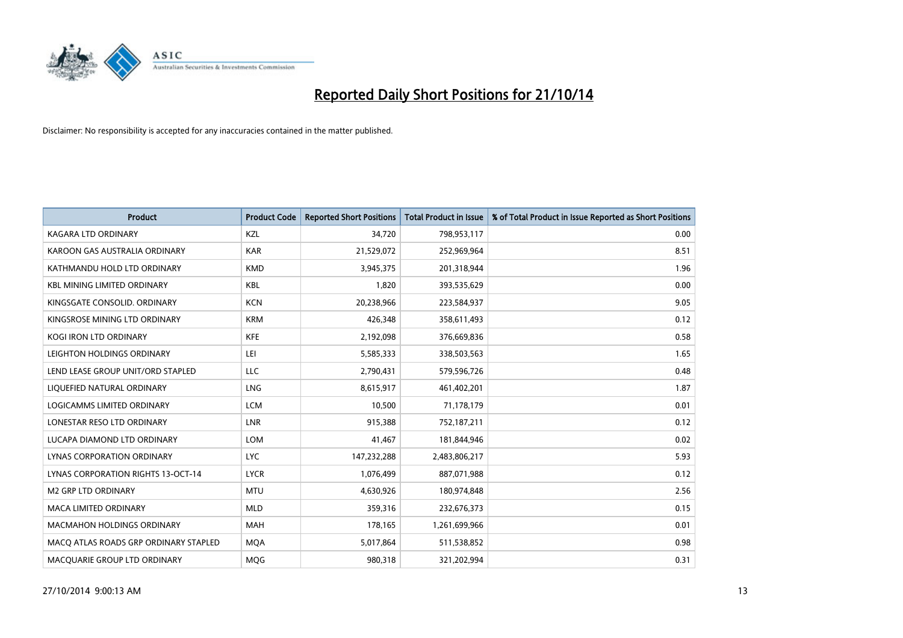# Reported Daily Short Positions for 21/10/14

Disclaimer: No responsibility is accepted for any inaccuracies contained in the matter published.

| Product | Product Code | Reported Short Positions | Total Product in Issue | % of Total Product in Issue Reported as Short Positions |
|---|---|---|---|---|
| KAGARA LTD ORDINARY | KZL | 34,720 | 798,953,117 | 0.00 |
| KAROON GAS AUSTRALIA ORDINARY | KAR | 21,529,072 | 252,969,964 | 8.51 |
| KATHMANDU HOLD LTD ORDINARY | KMD | 3,945,375 | 201,318,944 | 1.96 |
| KBL MINING LIMITED ORDINARY | KBL | 1,820 | 393,535,629 | 0.00 |
| KINGSGATE CONSOLID. ORDINARY | KCN | 20,238,966 | 223,584,937 | 9.05 |
| KINGSROSE MINING LTD ORDINARY | KRM | 426,348 | 358,611,493 | 0.12 |
| KOGI IRON LTD ORDINARY | KFE | 2,192,098 | 376,669,836 | 0.58 |
| LEIGHTON HOLDINGS ORDINARY | LEI | 5,585,333 | 338,503,563 | 1.65 |
| LEND LEASE GROUP UNIT/ORD STAPLED | LLC | 2,790,431 | 579,596,726 | 0.48 |
| LIQUEFIED NATURAL ORDINARY | LNG | 8,615,917 | 461,402,201 | 1.87 |
| LOGICAMMS LIMITED ORDINARY | LCM | 10,500 | 71,178,179 | 0.01 |
| LONESTAR RESO LTD ORDINARY | LNR | 915,388 | 752,187,211 | 0.12 |
| LUCAPA DIAMOND LTD ORDINARY | LOM | 41,467 | 181,844,946 | 0.02 |
| LYNAS CORPORATION ORDINARY | LYC | 147,232,288 | 2,483,806,217 | 5.93 |
| LYNAS CORPORATION RIGHTS 13-OCT-14 | LYCR | 1,076,499 | 887,071,988 | 0.12 |
| M2 GRP LTD ORDINARY | MTU | 4,630,926 | 180,974,848 | 2.56 |
| MACA LIMITED ORDINARY | MLD | 359,316 | 232,676,373 | 0.15 |
| MACMAHON HOLDINGS ORDINARY | MAH | 178,165 | 1,261,699,966 | 0.01 |
| MACQ ATLAS ROADS GRP ORDINARY STAPLED | MQA | 5,017,864 | 511,538,852 | 0.98 |
| MACQUARIE GROUP LTD ORDINARY | MQG | 980,318 | 321,202,994 | 0.31 |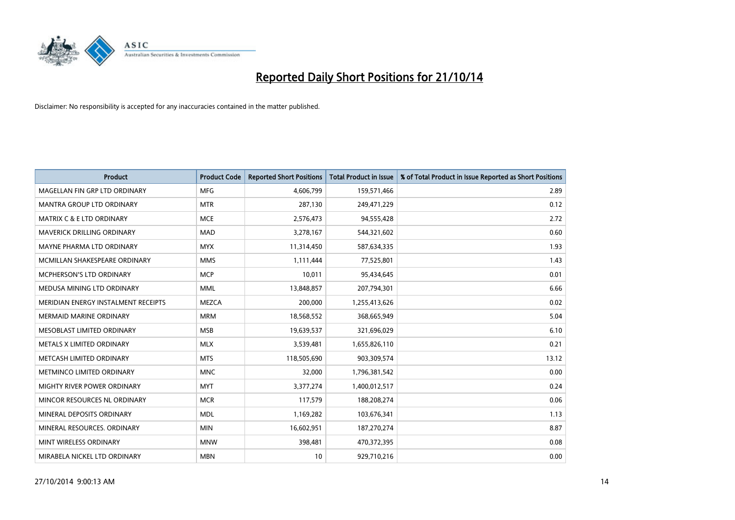# Reported Daily Short Positions for 21/10/14

Disclaimer: No responsibility is accepted for any inaccuracies contained in the matter published.

| Product | Product Code | Reported Short Positions | Total Product in Issue | % of Total Product in Issue Reported as Short Positions |
|---|---|---|---|---|
| MAGELLAN FIN GRP LTD ORDINARY | MFG | 4,606,799 | 159,571,466 | 2.89 |
| MANTRA GROUP LTD ORDINARY | MTR | 287,130 | 249,471,229 | 0.12 |
| MATRIX C & E LTD ORDINARY | MCE | 2,576,473 | 94,555,428 | 2.72 |
| MAVERICK DRILLING ORDINARY | MAD | 3,278,167 | 544,321,602 | 0.60 |
| MAYNE PHARMA LTD ORDINARY | MYX | 11,314,450 | 587,634,335 | 1.93 |
| MCMILLAN SHAKESPEARE ORDINARY | MMS | 1,111,444 | 77,525,801 | 1.43 |
| MCPHERSON'S LTD ORDINARY | MCP | 10,011 | 95,434,645 | 0.01 |
| MEDUSA MINING LTD ORDINARY | MML | 13,848,857 | 207,794,301 | 6.66 |
| MERIDIAN ENERGY INSTALMENT RECEIPTS | MEZCA | 200,000 | 1,255,413,626 | 0.02 |
| MERMAID MARINE ORDINARY | MRM | 18,568,552 | 368,665,949 | 5.04 |
| MESOBLAST LIMITED ORDINARY | MSB | 19,639,537 | 321,696,029 | 6.10 |
| METALS X LIMITED ORDINARY | MLX | 3,539,481 | 1,655,826,110 | 0.21 |
| METCASH LIMITED ORDINARY | MTS | 118,505,690 | 903,309,574 | 13.12 |
| METMINCO LIMITED ORDINARY | MNC | 32,000 | 1,796,381,542 | 0.00 |
| MIGHTY RIVER POWER ORDINARY | MYT | 3,377,274 | 1,400,012,517 | 0.24 |
| MINCOR RESOURCES NL ORDINARY | MCR | 117,579 | 188,208,274 | 0.06 |
| MINERAL DEPOSITS ORDINARY | MDL | 1,169,282 | 103,676,341 | 1.13 |
| MINERAL RESOURCES. ORDINARY | MIN | 16,602,951 | 187,270,274 | 8.87 |
| MINT WIRELESS ORDINARY | MNW | 398,481 | 470,372,395 | 0.08 |
| MIRABELA NICKEL LTD ORDINARY | MBN | 10 | 929,710,216 | 0.00 |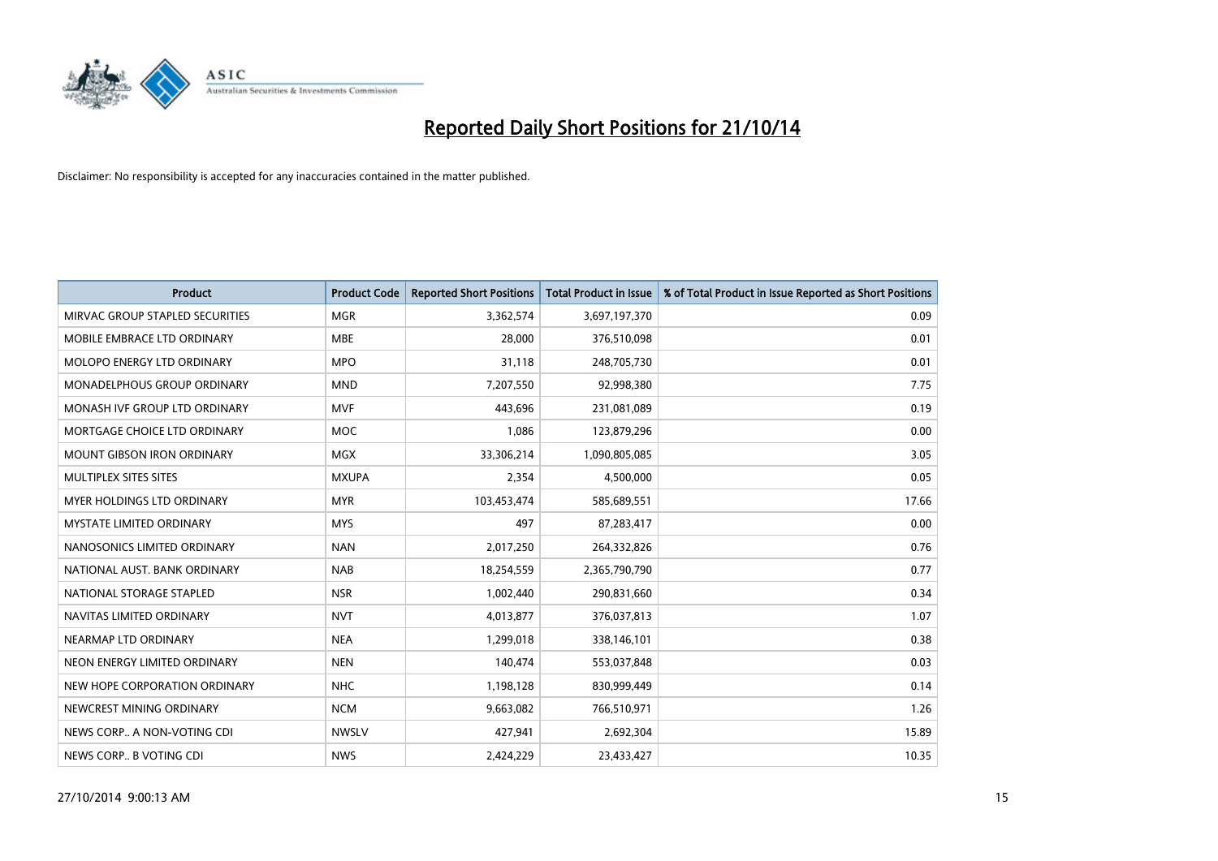# Reported Daily Short Positions for 21/10/14

Disclaimer: No responsibility is accepted for any inaccuracies contained in the matter published.

| Product | Product Code | Reported Short Positions | Total Product in Issue | % of Total Product in Issue Reported as Short Positions |
|---|---|---|---|---|
| MIRVAC GROUP STAPLED SECURITIES | MGR | 3,362,574 | 3,697,197,370 | 0.09 |
| MOBILE EMBRACE LTD ORDINARY | MBE | 28,000 | 376,510,098 | 0.01 |
| MOLOPO ENERGY LTD ORDINARY | MPO | 31,118 | 248,705,730 | 0.01 |
| MONADELPHOUS GROUP ORDINARY | MND | 7,207,550 | 92,998,380 | 7.75 |
| MONASH IVF GROUP LTD ORDINARY | MVF | 443,696 | 231,081,089 | 0.19 |
| MORTGAGE CHOICE LTD ORDINARY | MOC | 1,086 | 123,879,296 | 0.00 |
| MOUNT GIBSON IRON ORDINARY | MGX | 33,306,214 | 1,090,805,085 | 3.05 |
| MULTIPLEX SITES SITES | MXUPA | 2,354 | 4,500,000 | 0.05 |
| MYER HOLDINGS LTD ORDINARY | MYR | 103,453,474 | 585,689,551 | 17.66 |
| MYSTATE LIMITED ORDINARY | MYS | 497 | 87,283,417 | 0.00 |
| NANOSONICS LIMITED ORDINARY | NAN | 2,017,250 | 264,332,826 | 0.76 |
| NATIONAL AUST. BANK ORDINARY | NAB | 18,254,559 | 2,365,790,790 | 0.77 |
| NATIONAL STORAGE STAPLED | NSR | 1,002,440 | 290,831,660 | 0.34 |
| NAVITAS LIMITED ORDINARY | NVT | 4,013,877 | 376,037,813 | 1.07 |
| NEARMAP LTD ORDINARY | NEA | 1,299,018 | 338,146,101 | 0.38 |
| NEON ENERGY LIMITED ORDINARY | NEN | 140,474 | 553,037,848 | 0.03 |
| NEW HOPE CORPORATION ORDINARY | NHC | 1,198,128 | 830,999,449 | 0.14 |
| NEWCREST MINING ORDINARY | NCM | 9,663,082 | 766,510,971 | 1.26 |
| NEWS CORP.. A NON-VOTING CDI | NWSLV | 427,941 | 2,692,304 | 15.89 |
| NEWS CORP.. B VOTING CDI | NWS | 2,424,229 | 23,433,427 | 10.35 |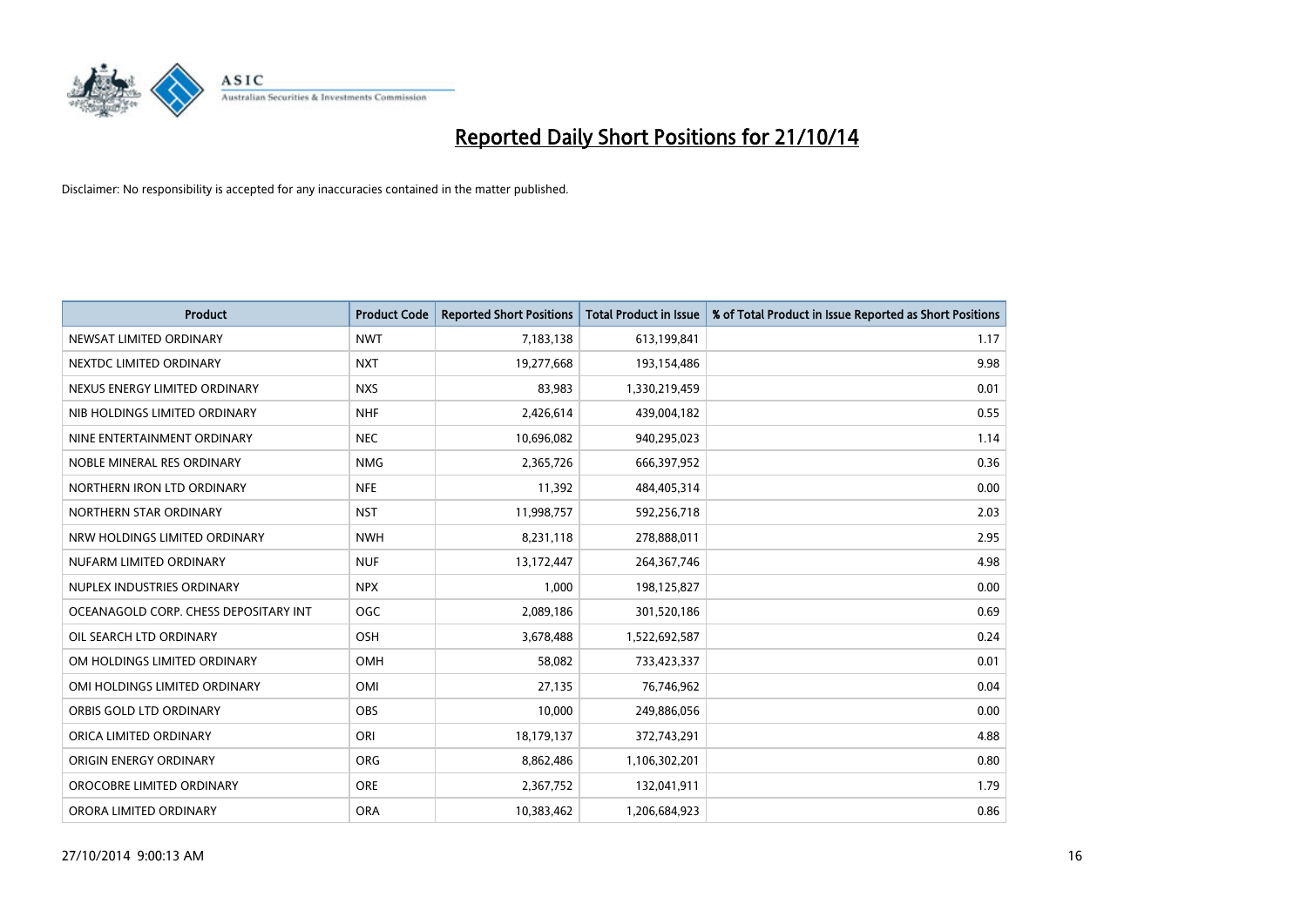# Reported Daily Short Positions for 21/10/14

Disclaimer: No responsibility is accepted for any inaccuracies contained in the matter published.

| Product | Product Code | Reported Short Positions | Total Product in Issue | % of Total Product in Issue Reported as Short Positions |
|---|---|---|---|---|
| NEWSAT LIMITED ORDINARY | NWT | 7,183,138 | 613,199,841 | 1.17 |
| NEXTDC LIMITED ORDINARY | NXT | 19,277,668 | 193,154,486 | 9.98 |
| NEXUS ENERGY LIMITED ORDINARY | NXS | 83,983 | 1,330,219,459 | 0.01 |
| NIB HOLDINGS LIMITED ORDINARY | NHF | 2,426,614 | 439,004,182 | 0.55 |
| NINE ENTERTAINMENT ORDINARY | NEC | 10,696,082 | 940,295,023 | 1.14 |
| NOBLE MINERAL RES ORDINARY | NMG | 2,365,726 | 666,397,952 | 0.36 |
| NORTHERN IRON LTD ORDINARY | NFE | 11,392 | 484,405,314 | 0.00 |
| NORTHERN STAR ORDINARY | NST | 11,998,757 | 592,256,718 | 2.03 |
| NRW HOLDINGS LIMITED ORDINARY | NWH | 8,231,118 | 278,888,011 | 2.95 |
| NUFARM LIMITED ORDINARY | NUF | 13,172,447 | 264,367,746 | 4.98 |
| NUPLEX INDUSTRIES ORDINARY | NPX | 1,000 | 198,125,827 | 0.00 |
| OCEANAGOLD CORP. CHESS DEPOSITARY INT | OGC | 2,089,186 | 301,520,186 | 0.69 |
| OIL SEARCH LTD ORDINARY | OSH | 3,678,488 | 1,522,692,587 | 0.24 |
| OM HOLDINGS LIMITED ORDINARY | OMH | 58,082 | 733,423,337 | 0.01 |
| OMI HOLDINGS LIMITED ORDINARY | OMI | 27,135 | 76,746,962 | 0.04 |
| ORBIS GOLD LTD ORDINARY | OBS | 10,000 | 249,886,056 | 0.00 |
| ORICA LIMITED ORDINARY | ORI | 18,179,137 | 372,743,291 | 4.88 |
| ORIGIN ENERGY ORDINARY | ORG | 8,862,486 | 1,106,302,201 | 0.80 |
| OROCOBRE LIMITED ORDINARY | ORE | 2,367,752 | 132,041,911 | 1.79 |
| ORORA LIMITED ORDINARY | ORA | 10,383,462 | 1,206,684,923 | 0.86 |

27/10/2014 9:00:13 AM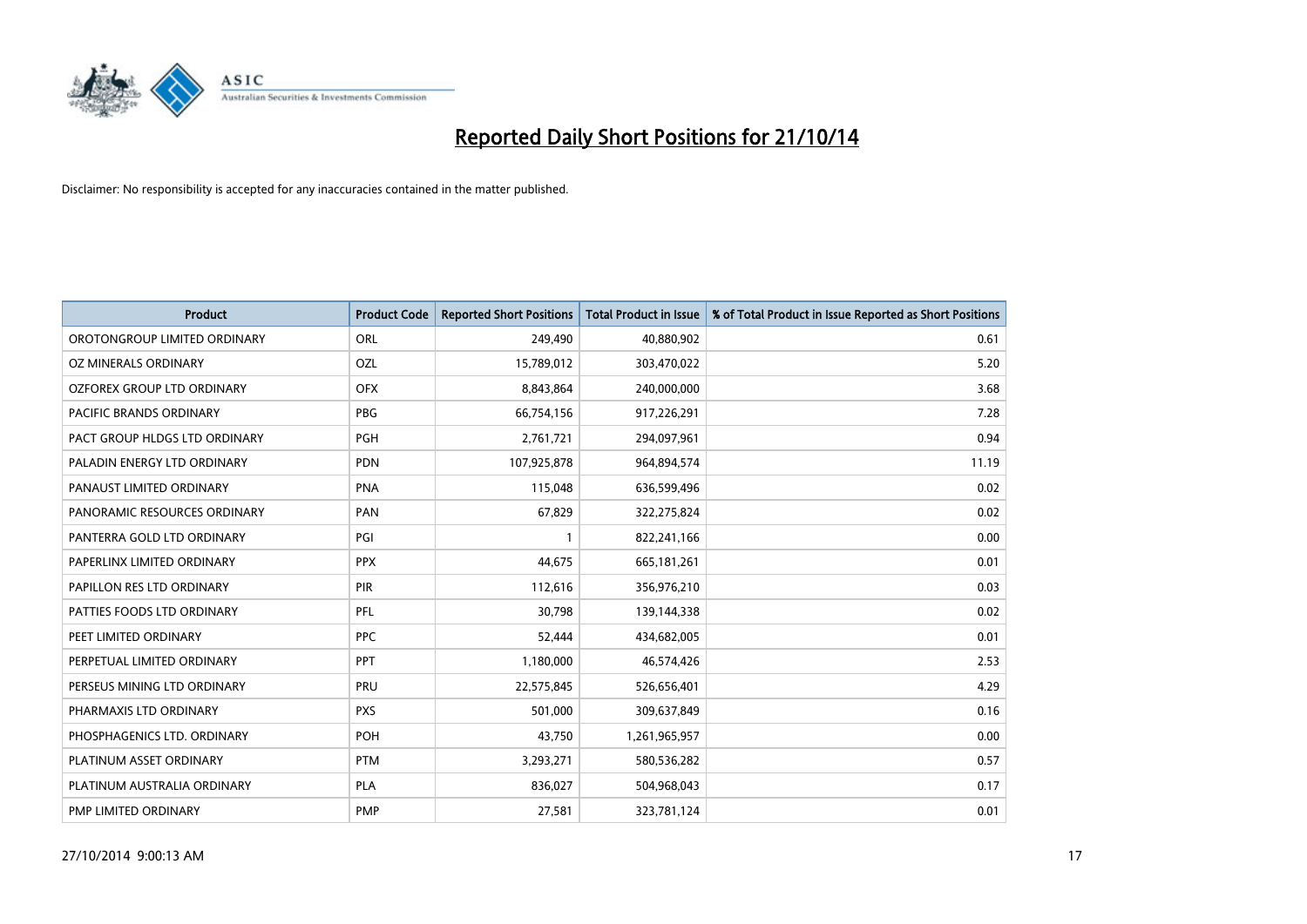# Reported Daily Short Positions for 21/10/14

Disclaimer: No responsibility is accepted for any inaccuracies contained in the matter published.

| Product | Product Code | Reported Short Positions | Total Product in Issue | % of Total Product in Issue Reported as Short Positions |
|---|---|---|---|---|
| OROTONGROUP LIMITED ORDINARY | ORL | 249,490 | 40,880,902 | 0.61 |
| OZ MINERALS ORDINARY | OZL | 15,789,012 | 303,470,022 | 5.20 |
| OZFOREX GROUP LTD ORDINARY | OFX | 8,843,864 | 240,000,000 | 3.68 |
| PACIFIC BRANDS ORDINARY | PBG | 66,754,156 | 917,226,291 | 7.28 |
| PACT GROUP HLDGS LTD ORDINARY | PGH | 2,761,721 | 294,097,961 | 0.94 |
| PALADIN ENERGY LTD ORDINARY | PDN | 107,925,878 | 964,894,574 | 11.19 |
| PANAUST LIMITED ORDINARY | PNA | 115,048 | 636,599,496 | 0.02 |
| PANORAMIC RESOURCES ORDINARY | PAN | 67,829 | 322,275,824 | 0.02 |
| PANTERRA GOLD LTD ORDINARY | PGI | 1 | 822,241,166 | 0.00 |
| PAPERLINX LIMITED ORDINARY | PPX | 44,675 | 665,181,261 | 0.01 |
| PAPILLON RES LTD ORDINARY | PIR | 112,616 | 356,976,210 | 0.03 |
| PATTIES FOODS LTD ORDINARY | PFL | 30,798 | 139,144,338 | 0.02 |
| PEET LIMITED ORDINARY | PPC | 52,444 | 434,682,005 | 0.01 |
| PERPETUAL LIMITED ORDINARY | PPT | 1,180,000 | 46,574,426 | 2.53 |
| PERSEUS MINING LTD ORDINARY | PRU | 22,575,845 | 526,656,401 | 4.29 |
| PHARMAXIS LTD ORDINARY | PXS | 501,000 | 309,637,849 | 0.16 |
| PHOSPHAGENICS LTD. ORDINARY | POH | 43,750 | 1,261,965,957 | 0.00 |
| PLATINUM ASSET ORDINARY | PTM | 3,293,271 | 580,536,282 | 0.57 |
| PLATINUM AUSTRALIA ORDINARY | PLA | 836,027 | 504,968,043 | 0.17 |
| PMP LIMITED ORDINARY | PMP | 27,581 | 323,781,124 | 0.01 |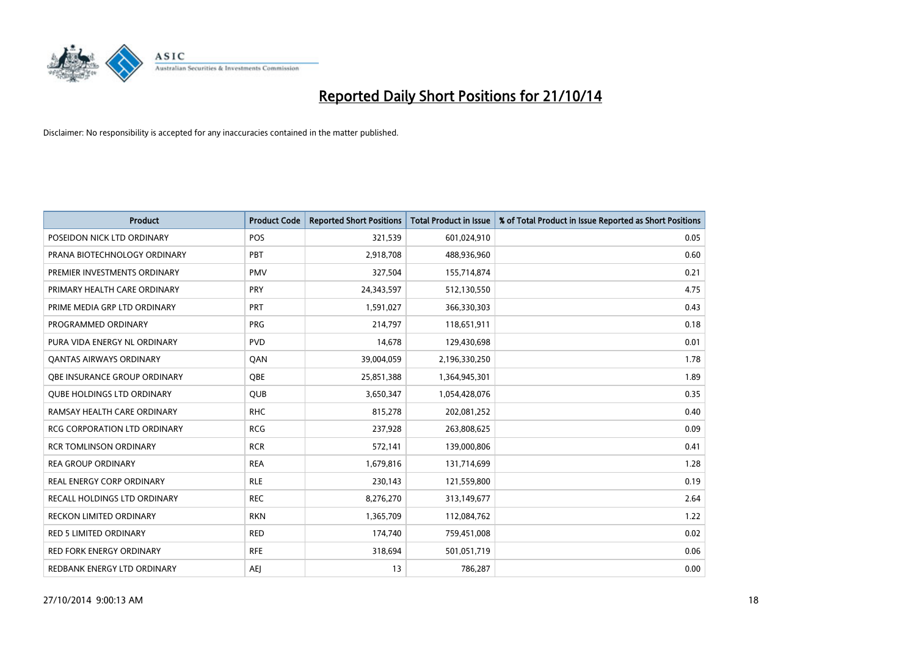# Reported Daily Short Positions for 21/10/14

Disclaimer: No responsibility is accepted for any inaccuracies contained in the matter published.

| Product | Product Code | Reported Short Positions | Total Product in Issue | % of Total Product in Issue Reported as Short Positions |
| --- | --- | --- | --- | --- |
| POSEIDON NICK LTD ORDINARY | POS | 321,539 | 601,024,910 | 0.05 |
| PRANA BIOTECHNOLOGY ORDINARY | PBT | 2,918,708 | 488,936,960 | 0.60 |
| PREMIER INVESTMENTS ORDINARY | PMV | 327,504 | 155,714,874 | 0.21 |
| PRIMARY HEALTH CARE ORDINARY | PRY | 24,343,597 | 512,130,550 | 4.75 |
| PRIME MEDIA GRP LTD ORDINARY | PRT | 1,591,027 | 366,330,303 | 0.43 |
| PROGRAMMED ORDINARY | PRG | 214,797 | 118,651,911 | 0.18 |
| PURA VIDA ENERGY NL ORDINARY | PVD | 14,678 | 129,430,698 | 0.01 |
| QANTAS AIRWAYS ORDINARY | QAN | 39,004,059 | 2,196,330,250 | 1.78 |
| QBE INSURANCE GROUP ORDINARY | QBE | 25,851,388 | 1,364,945,301 | 1.89 |
| QUBE HOLDINGS LTD ORDINARY | QUB | 3,650,347 | 1,054,428,076 | 0.35 |
| RAMSAY HEALTH CARE ORDINARY | RHC | 815,278 | 202,081,252 | 0.40 |
| RCG CORPORATION LTD ORDINARY | RCG | 237,928 | 263,808,625 | 0.09 |
| RCR TOMLINSON ORDINARY | RCR | 572,141 | 139,000,806 | 0.41 |
| REA GROUP ORDINARY | REA | 1,679,816 | 131,714,699 | 1.28 |
| REAL ENERGY CORP ORDINARY | RLE | 230,143 | 121,559,800 | 0.19 |
| RECALL HOLDINGS LTD ORDINARY | REC | 8,276,270 | 313,149,677 | 2.64 |
| RECKON LIMITED ORDINARY | RKN | 1,365,709 | 112,084,762 | 1.22 |
| RED 5 LIMITED ORDINARY | RED | 174,740 | 759,451,008 | 0.02 |
| RED FORK ENERGY ORDINARY | RFE | 318,694 | 501,051,719 | 0.06 |
| REDBANK ENERGY LTD ORDINARY | AEJ | 13 | 786,287 | 0.00 |

27/10/2014 9:00:13 AM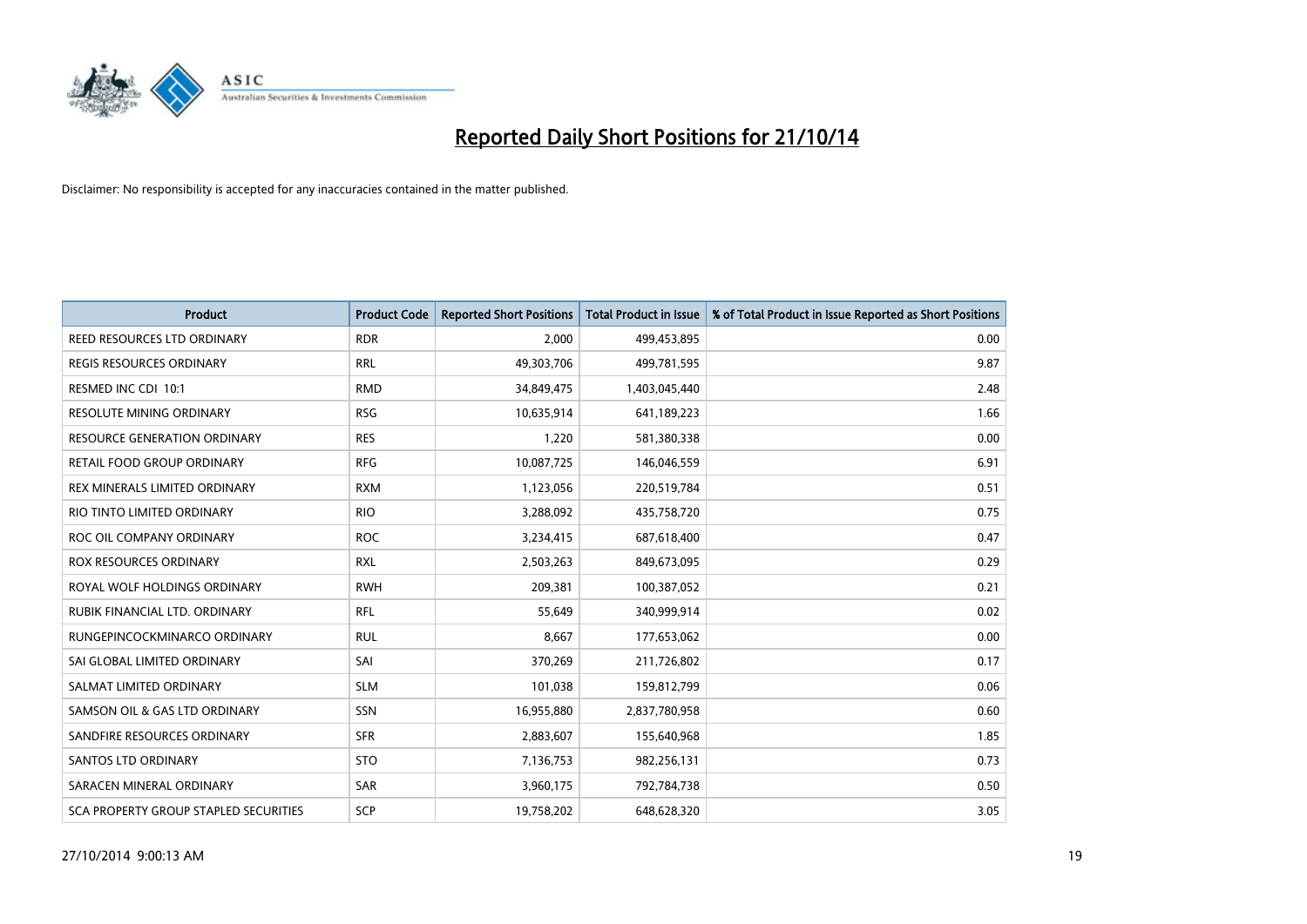# Reported Daily Short Positions for 21/10/14

Disclaimer: No responsibility is accepted for any inaccuracies contained in the matter published.

| Product | Product Code | Reported Short Positions | Total Product in Issue | % of Total Product in Issue Reported as Short Positions |
|---|---|---|---|---|
| REED RESOURCES LTD ORDINARY | RDR | 2,000 | 499,453,895 | 0.00 |
| REGIS RESOURCES ORDINARY | RRL | 49,303,706 | 499,781,595 | 9.87 |
| RESMED INC CDI 10:1 | RMD | 34,849,475 | 1,403,045,440 | 2.48 |
| RESOLUTE MINING ORDINARY | RSG | 10,635,914 | 641,189,223 | 1.66 |
| RESOURCE GENERATION ORDINARY | RES | 1,220 | 581,380,338 | 0.00 |
| RETAIL FOOD GROUP ORDINARY | RFG | 10,087,725 | 146,046,559 | 6.91 |
| REX MINERALS LIMITED ORDINARY | RXM | 1,123,056 | 220,519,784 | 0.51 |
| RIO TINTO LIMITED ORDINARY | RIO | 3,288,092 | 435,758,720 | 0.75 |
| ROC OIL COMPANY ORDINARY | ROC | 3,234,415 | 687,618,400 | 0.47 |
| ROX RESOURCES ORDINARY | RXL | 2,503,263 | 849,673,095 | 0.29 |
| ROYAL WOLF HOLDINGS ORDINARY | RWH | 209,381 | 100,387,052 | 0.21 |
| RUBIK FINANCIAL LTD. ORDINARY | RFL | 55,649 | 340,999,914 | 0.02 |
| RUNGEPINCOCKMINARCO ORDINARY | RUL | 8,667 | 177,653,062 | 0.00 |
| SAI GLOBAL LIMITED ORDINARY | SAI | 370,269 | 211,726,802 | 0.17 |
| SALMAT LIMITED ORDINARY | SLM | 101,038 | 159,812,799 | 0.06 |
| SAMSON OIL & GAS LTD ORDINARY | SSN | 16,955,880 | 2,837,780,958 | 0.60 |
| SANDFIRE RESOURCES ORDINARY | SFR | 2,883,607 | 155,640,968 | 1.85 |
| SANTOS LTD ORDINARY | STO | 7,136,753 | 982,256,131 | 0.73 |
| SARACEN MINERAL ORDINARY | SAR | 3,960,175 | 792,784,738 | 0.50 |
| SCA PROPERTY GROUP STAPLED SECURITIES | SCP | 19,758,202 | 648,628,320 | 3.05 |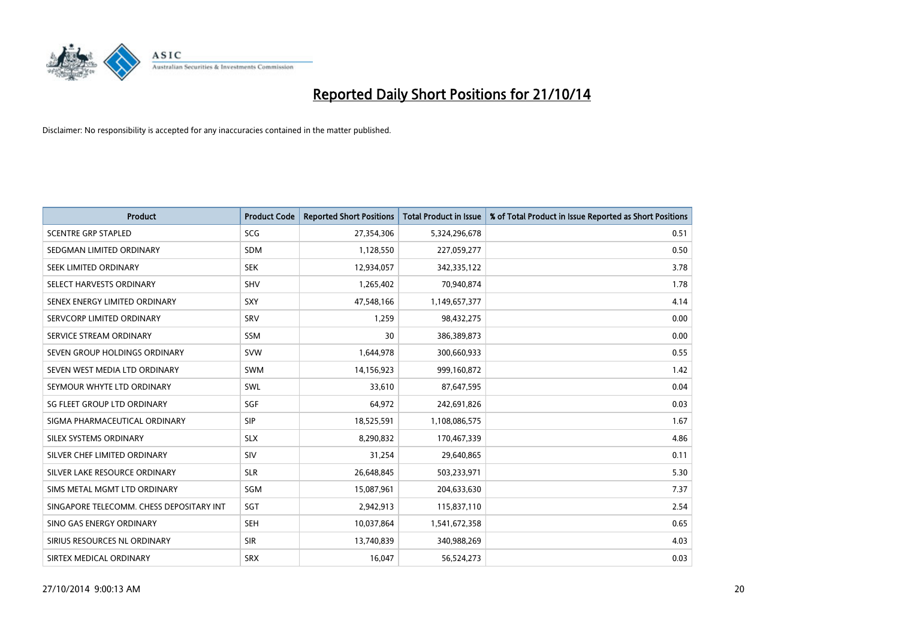# Reported Daily Short Positions for 21/10/14

Disclaimer: No responsibility is accepted for any inaccuracies contained in the matter published.

| Product | Product Code | Reported Short Positions | Total Product in Issue | % of Total Product in Issue Reported as Short Positions |
|---|---|---|---|---|
| SCENTRE GRP STAPLED | SCG | 27,354,306 | 5,324,296,678 | 0.51 |
| SEDGMAN LIMITED ORDINARY | SDM | 1,128,550 | 227,059,277 | 0.50 |
| SEEK LIMITED ORDINARY | SEK | 12,934,057 | 342,335,122 | 3.78 |
| SELECT HARVESTS ORDINARY | SHV | 1,265,402 | 70,940,874 | 1.78 |
| SENEX ENERGY LIMITED ORDINARY | SXY | 47,548,166 | 1,149,657,377 | 4.14 |
| SERVCORP LIMITED ORDINARY | SRV | 1,259 | 98,432,275 | 0.00 |
| SERVICE STREAM ORDINARY | SSM | 30 | 386,389,873 | 0.00 |
| SEVEN GROUP HOLDINGS ORDINARY | SVW | 1,644,978 | 300,660,933 | 0.55 |
| SEVEN WEST MEDIA LTD ORDINARY | SWM | 14,156,923 | 999,160,872 | 1.42 |
| SEYMOUR WHYTE LTD ORDINARY | SWL | 33,610 | 87,647,595 | 0.04 |
| SG FLEET GROUP LTD ORDINARY | SGF | 64,972 | 242,691,826 | 0.03 |
| SIGMA PHARMACEUTICAL ORDINARY | SIP | 18,525,591 | 1,108,086,575 | 1.67 |
| SILEX SYSTEMS ORDINARY | SLX | 8,290,832 | 170,467,339 | 4.86 |
| SILVER CHEF LIMITED ORDINARY | SIV | 31,254 | 29,640,865 | 0.11 |
| SILVER LAKE RESOURCE ORDINARY | SLR | 26,648,845 | 503,233,971 | 5.30 |
| SIMS METAL MGMT LTD ORDINARY | SGM | 15,087,961 | 204,633,630 | 7.37 |
| SINGAPORE TELECOMM. CHESS DEPOSITARY INT | SGT | 2,942,913 | 115,837,110 | 2.54 |
| SINO GAS ENERGY ORDINARY | SEH | 10,037,864 | 1,541,672,358 | 0.65 |
| SIRIUS RESOURCES NL ORDINARY | SIR | 13,740,839 | 340,988,269 | 4.03 |
| SIRTEX MEDICAL ORDINARY | SRX | 16,047 | 56,524,273 | 0.03 |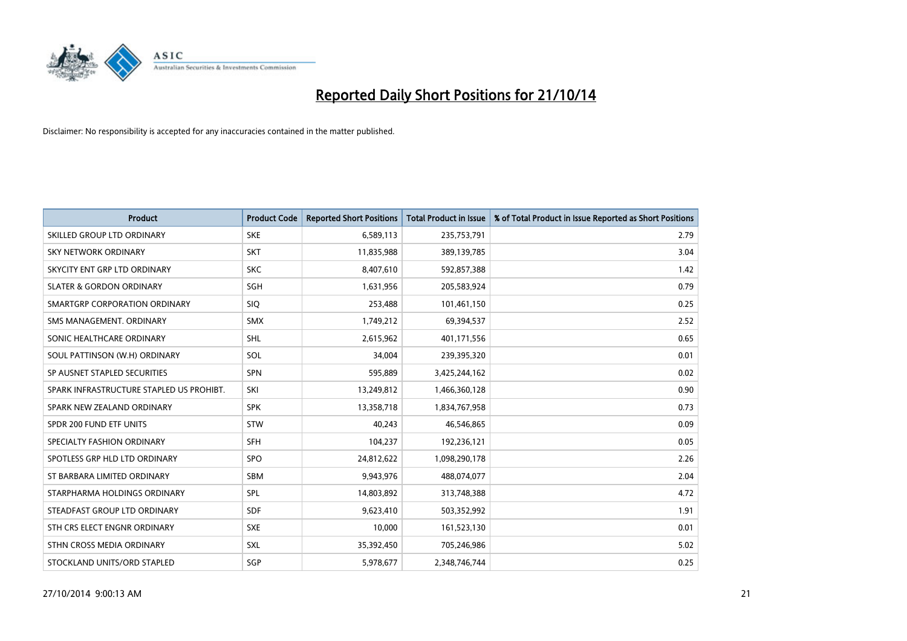# Reported Daily Short Positions for 21/10/14

Disclaimer: No responsibility is accepted for any inaccuracies contained in the matter published.

| Product | Product Code | Reported Short Positions | Total Product in Issue | % of Total Product in Issue Reported as Short Positions |
|---|---|---|---|---|
| SKILLED GROUP LTD ORDINARY | SKE | 6,589,113 | 235,753,791 | 2.79 |
| SKY NETWORK ORDINARY | SKT | 11,835,988 | 389,139,785 | 3.04 |
| SKYCITY ENT GRP LTD ORDINARY | SKC | 8,407,610 | 592,857,388 | 1.42 |
| SLATER & GORDON ORDINARY | SGH | 1,631,956 | 205,583,924 | 0.79 |
| SMARTGRP CORPORATION ORDINARY | SIQ | 253,488 | 101,461,150 | 0.25 |
| SMS MANAGEMENT. ORDINARY | SMX | 1,749,212 | 69,394,537 | 2.52 |
| SONIC HEALTHCARE ORDINARY | SHL | 2,615,962 | 401,171,556 | 0.65 |
| SOUL PATTINSON (W.H) ORDINARY | SOL | 34,004 | 239,395,320 | 0.01 |
| SP AUSNET STAPLED SECURITIES | SPN | 595,889 | 3,425,244,162 | 0.02 |
| SPARK INFRASTRUCTURE STAPLED US PROHIBT. | SKI | 13,249,812 | 1,466,360,128 | 0.90 |
| SPARK NEW ZEALAND ORDINARY | SPK | 13,358,718 | 1,834,767,958 | 0.73 |
| SPDR 200 FUND ETF UNITS | STW | 40,243 | 46,546,865 | 0.09 |
| SPECIALTY FASHION ORDINARY | SFH | 104,237 | 192,236,121 | 0.05 |
| SPOTLESS GRP HLD LTD ORDINARY | SPO | 24,812,622 | 1,098,290,178 | 2.26 |
| ST BARBARA LIMITED ORDINARY | SBM | 9,943,976 | 488,074,077 | 2.04 |
| STARPHARMA HOLDINGS ORDINARY | SPL | 14,803,892 | 313,748,388 | 4.72 |
| STEADFAST GROUP LTD ORDINARY | SDF | 9,623,410 | 503,352,992 | 1.91 |
| STH CRS ELECT ENGNR ORDINARY | SXE | 10,000 | 161,523,130 | 0.01 |
| STHN CROSS MEDIA ORDINARY | SXL | 35,392,450 | 705,246,986 | 5.02 |
| STOCKLAND UNITS/ORD STAPLED | SGP | 5,978,677 | 2,348,746,744 | 0.25 |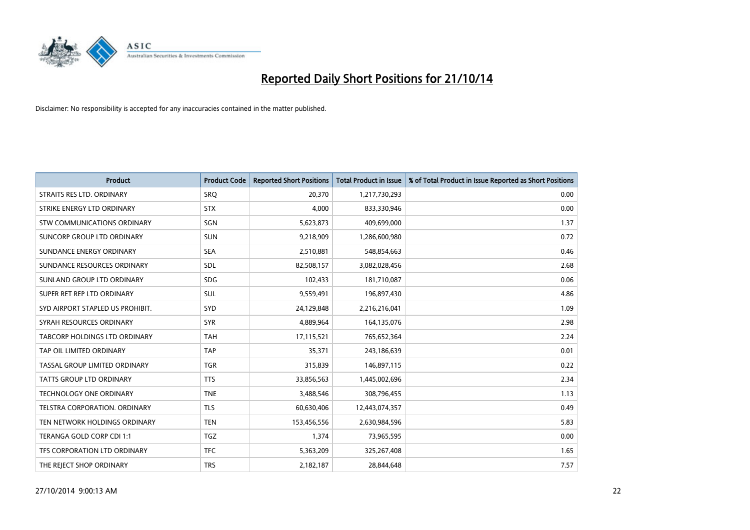# Reported Daily Short Positions for 21/10/14

Disclaimer: No responsibility is accepted for any inaccuracies contained in the matter published.

| Product | Product Code | Reported Short Positions | Total Product in Issue | % of Total Product in Issue Reported as Short Positions |
| --- | --- | --- | --- | --- |
| STRAITS RES LTD. ORDINARY | SRQ | 20,370 | 1,217,730,293 | 0.00 |
| STRIKE ENERGY LTD ORDINARY | STX | 4,000 | 833,330,946 | 0.00 |
| STW COMMUNICATIONS ORDINARY | SGN | 5,623,873 | 409,699,000 | 1.37 |
| SUNCORP GROUP LTD ORDINARY | SUN | 9,218,909 | 1,286,600,980 | 0.72 |
| SUNDANCE ENERGY ORDINARY | SEA | 2,510,881 | 548,854,663 | 0.46 |
| SUNDANCE RESOURCES ORDINARY | SDL | 82,508,157 | 3,082,028,456 | 2.68 |
| SUNLAND GROUP LTD ORDINARY | SDG | 102,433 | 181,710,087 | 0.06 |
| SUPER RET REP LTD ORDINARY | SUL | 9,559,491 | 196,897,430 | 4.86 |
| SYD AIRPORT STAPLED US PROHIBIT. | SYD | 24,129,848 | 2,216,216,041 | 1.09 |
| SYRAH RESOURCES ORDINARY | SYR | 4,889,964 | 164,135,076 | 2.98 |
| TABCORP HOLDINGS LTD ORDINARY | TAH | 17,115,521 | 765,652,364 | 2.24 |
| TAP OIL LIMITED ORDINARY | TAP | 35,371 | 243,186,639 | 0.01 |
| TASSAL GROUP LIMITED ORDINARY | TGR | 315,839 | 146,897,115 | 0.22 |
| TATTS GROUP LTD ORDINARY | TTS | 33,856,563 | 1,445,002,696 | 2.34 |
| TECHNOLOGY ONE ORDINARY | TNE | 3,488,546 | 308,796,455 | 1.13 |
| TELSTRA CORPORATION. ORDINARY | TLS | 60,630,406 | 12,443,074,357 | 0.49 |
| TEN NETWORK HOLDINGS ORDINARY | TEN | 153,456,556 | 2,630,984,596 | 5.83 |
| TERANGA GOLD CORP CDI 1:1 | TGZ | 1,374 | 73,965,595 | 0.00 |
| TFS CORPORATION LTD ORDINARY | TFC | 5,363,209 | 325,267,408 | 1.65 |
| THE REJECT SHOP ORDINARY | TRS | 2,182,187 | 28,844,648 | 7.57 |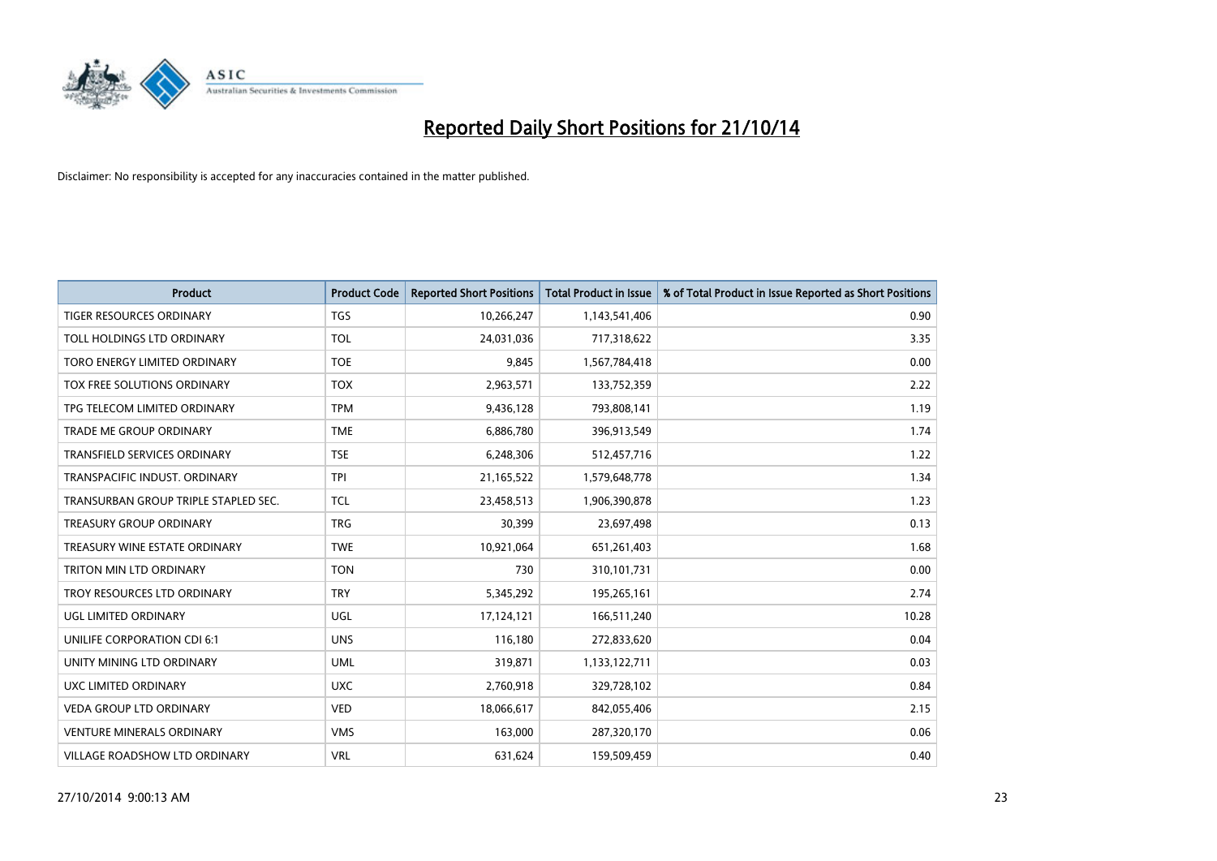# Reported Daily Short Positions for 21/10/14

Disclaimer: No responsibility is accepted for any inaccuracies contained in the matter published.

| Product | Product Code | Reported Short Positions | Total Product in Issue | % of Total Product in Issue Reported as Short Positions |
|---|---|---|---|---|
| TIGER RESOURCES ORDINARY | TGS | 10,266,247 | 1,143,541,406 | 0.90 |
| TOLL HOLDINGS LTD ORDINARY | TOL | 24,031,036 | 717,318,622 | 3.35 |
| TORO ENERGY LIMITED ORDINARY | TOE | 9,845 | 1,567,784,418 | 0.00 |
| TOX FREE SOLUTIONS ORDINARY | TOX | 2,963,571 | 133,752,359 | 2.22 |
| TPG TELECOM LIMITED ORDINARY | TPM | 9,436,128 | 793,808,141 | 1.19 |
| TRADE ME GROUP ORDINARY | TME | 6,886,780 | 396,913,549 | 1.74 |
| TRANSFIELD SERVICES ORDINARY | TSE | 6,248,306 | 512,457,716 | 1.22 |
| TRANSPACIFIC INDUST. ORDINARY | TPI | 21,165,522 | 1,579,648,778 | 1.34 |
| TRANSURBAN GROUP TRIPLE STAPLED SEC. | TCL | 23,458,513 | 1,906,390,878 | 1.23 |
| TREASURY GROUP ORDINARY | TRG | 30,399 | 23,697,498 | 0.13 |
| TREASURY WINE ESTATE ORDINARY | TWE | 10,921,064 | 651,261,403 | 1.68 |
| TRITON MIN LTD ORDINARY | TON | 730 | 310,101,731 | 0.00 |
| TROY RESOURCES LTD ORDINARY | TRY | 5,345,292 | 195,265,161 | 2.74 |
| UGL LIMITED ORDINARY | UGL | 17,124,121 | 166,511,240 | 10.28 |
| UNILIFE CORPORATION CDI 6:1 | UNS | 116,180 | 272,833,620 | 0.04 |
| UNITY MINING LTD ORDINARY | UML | 319,871 | 1,133,122,711 | 0.03 |
| UXC LIMITED ORDINARY | UXC | 2,760,918 | 329,728,102 | 0.84 |
| VEDA GROUP LTD ORDINARY | VED | 18,066,617 | 842,055,406 | 2.15 |
| VENTURE MINERALS ORDINARY | VMS | 163,000 | 287,320,170 | 0.06 |
| VILLAGE ROADSHOW LTD ORDINARY | VRL | 631,624 | 159,509,459 | 0.40 |

27/10/2014 9:00:13 AM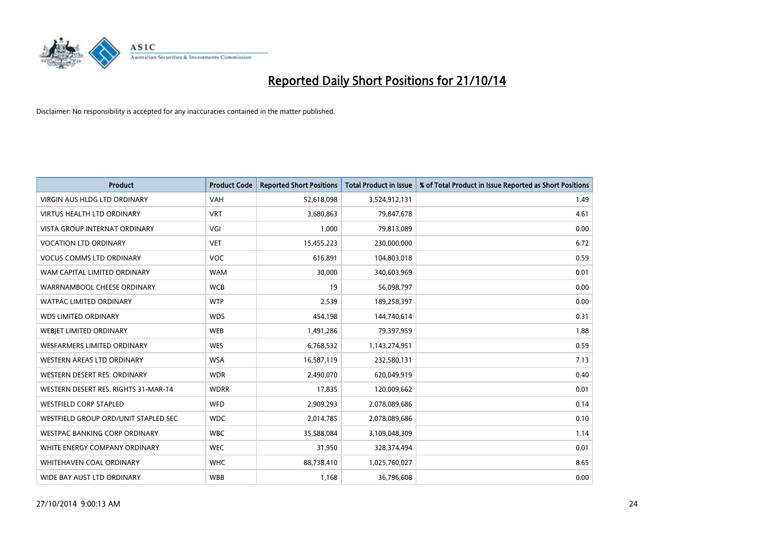# Reported Daily Short Positions for 21/10/14

Disclaimer: No responsibility is accepted for any inaccuracies contained in the matter published.

| Product | Product Code | Reported Short Positions | Total Product in Issue | % of Total Product in Issue Reported as Short Positions |
|---|---|---|---|---|
| VIRGIN AUS HLDG LTD ORDINARY | VAH | 52,618,098 | 3,524,912,131 | 1.49 |
| VIRTUS HEALTH LTD ORDINARY | VRT | 3,680,863 | 79,847,678 | 4.61 |
| VISTA GROUP INTERNAT ORDINARY | VGI | 1,000 | 79,813,089 | 0.00 |
| VOCATION LTD ORDINARY | VET | 15,455,223 | 230,000,000 | 6.72 |
| VOCUS COMMS LTD ORDINARY | VOC | 616,891 | 104,803,018 | 0.59 |
| WAM CAPITAL LIMITED ORDINARY | WAM | 30,000 | 340,603,969 | 0.01 |
| WARRNAMBOOL CHEESE ORDINARY | WCB | 19 | 56,098,797 | 0.00 |
| WATPAC LIMITED ORDINARY | WTP | 2,539 | 189,258,397 | 0.00 |
| WDS LIMITED ORDINARY | WDS | 454,198 | 144,740,614 | 0.31 |
| WEBJET LIMITED ORDINARY | WEB | 1,491,286 | 79,397,959 | 1.88 |
| WESFARMERS LIMITED ORDINARY | WES | 6,768,532 | 1,143,274,951 | 0.59 |
| WESTERN AREAS LTD ORDINARY | WSA | 16,587,119 | 232,580,131 | 7.13 |
| WESTERN DESERT RES. ORDINARY | WDR | 2,490,070 | 620,049,919 | 0.40 |
| WESTERN DESERT RES. RIGHTS 31-MAR-14 | WDRR | 17,835 | 120,009,662 | 0.01 |
| WESTFIELD CORP STAPLED | WFD | 2,909,293 | 2,078,089,686 | 0.14 |
| WESTFIELD GROUP ORD/UNIT STAPLED SEC | WDC | 2,014,785 | 2,078,089,686 | 0.10 |
| WESTPAC BANKING CORP ORDINARY | WBC | 35,588,084 | 3,109,048,309 | 1.14 |
| WHITE ENERGY COMPANY ORDINARY | WEC | 31,950 | 328,374,494 | 0.01 |
| WHITEHAVEN COAL ORDINARY | WHC | 88,738,410 | 1,025,760,027 | 8.65 |
| WIDE BAY AUST LTD ORDINARY | WBB | 1,168 | 36,796,608 | 0.00 |

27/10/2014 9:00:13 AM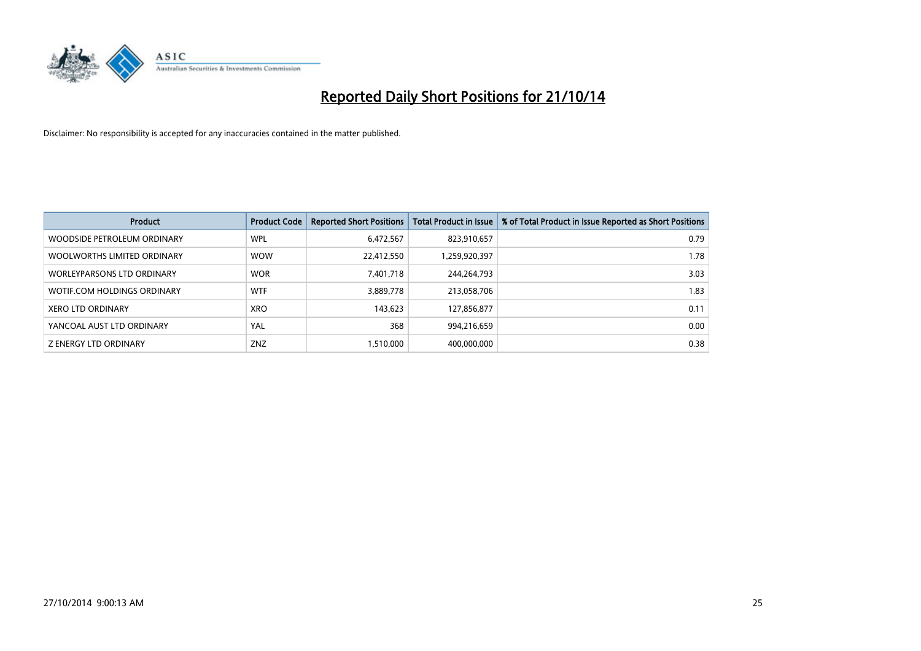# Reported Daily Short Positions for 21/10/14

Disclaimer: No responsibility is accepted for any inaccuracies contained in the matter published.

| Product | Product Code | Reported Short Positions | Total Product in Issue | % of Total Product in Issue Reported as Short Positions |
|---|---|---|---|---|
| WOODSIDE PETROLEUM ORDINARY | WPL | 6,472,567 | 823,910,657 | 0.79 |
| WOOLWORTHS LIMITED ORDINARY | WOW | 22,412,550 | 1,259,920,397 | 1.78 |
| WORLEYPARSONS LTD ORDINARY | WOR | 7,401,718 | 244,264,793 | 3.03 |
| WOTIF.COM HOLDINGS ORDINARY | WTF | 3,889,778 | 213,058,706 | 1.83 |
| XERO LTD ORDINARY | XRO | 143,623 | 127,856,877 | 0.11 |
| YANCOAL AUST LTD ORDINARY | YAL | 368 | 994,216,659 | 0.00 |
| Z ENERGY LTD ORDINARY | ZNZ | 1,510,000 | 400,000,000 | 0.38 |

27/10/2014 9:00:13 AM